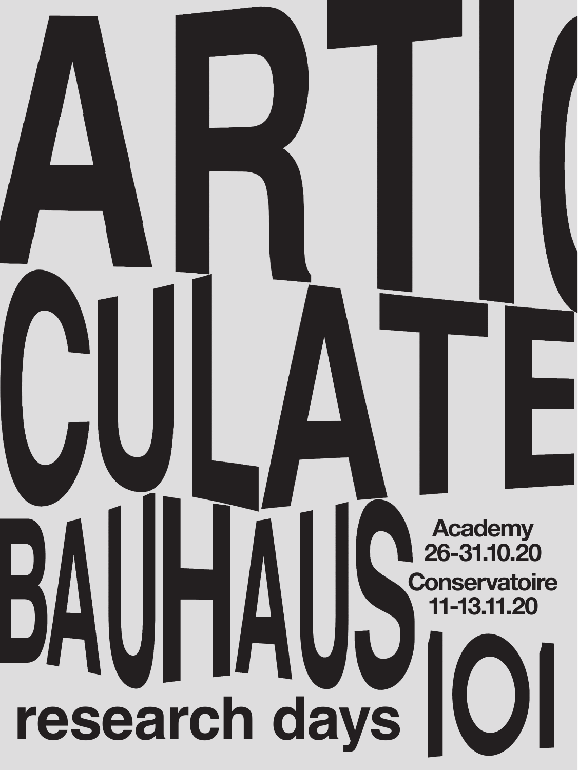# ARTICULATE

# BAUHAUS 101

## research days

**Academy**
**26-31.10.20**

**Conservatoire**
**11-13.11.20**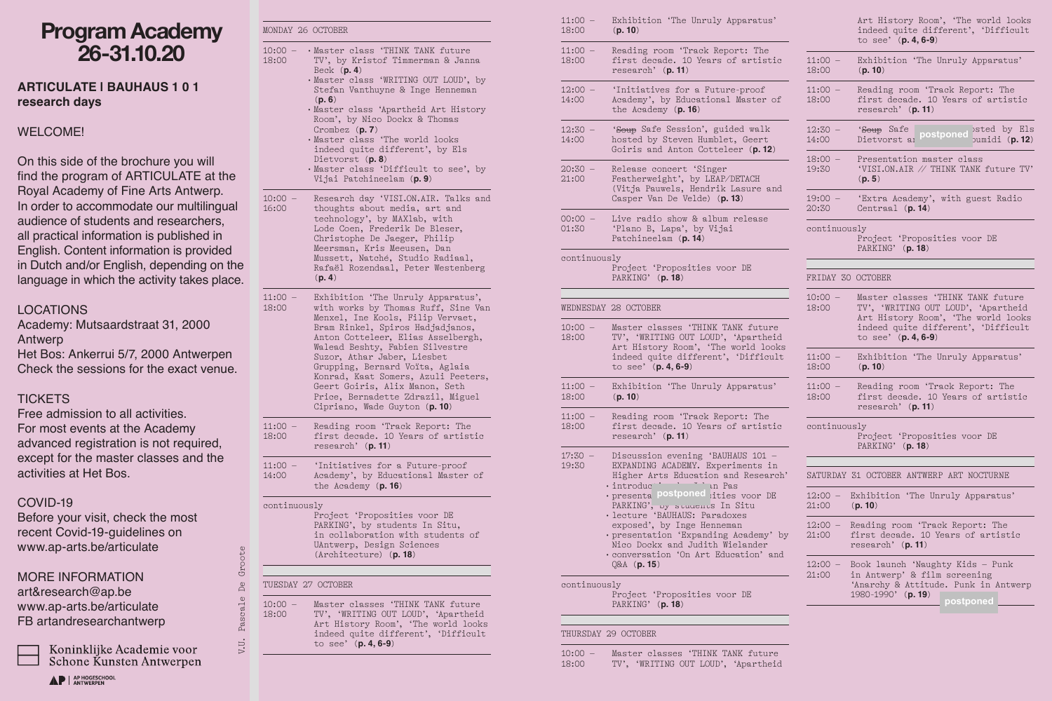# Program Academy 26-31.10.20

**ARTICULATE I BAUHAUS 1 0 1 research days**

WELCOME!

On this side of the brochure you will find the program of ARTICULATE at the Royal Academy of Fine Arts Antwerp. In order to accommodate our multilingual audience of students and researchers, all practical information is published in English. Content information is provided in Dutch and/or English, depending on the language in which the activity takes place.

LOCATIONS
Academy: Mutsaardstraat 31, 2000 Antwerp
Het Bos: Ankerrui 5/7, 2000 Antwerpen
Check the sessions for the exact venue.

TICKETS
Free admission to all activities.
For most events at the Academy advanced registration is not required, except for the master classes and the activities at Het Bos.

COVID-19
Before your visit, check the most recent Covid-19-guidelines on www.ap-arts.be/articulate

MORE INFORMATION
art&research@ap.be
www.ap-arts.be/articulate
FB artandresearchantwerp

Koninklijke Academie voor Schone Kunsten Antwerpen
AP Hogeschool Antwerpen

V.U. Pascale De Groote

## MONDAY 26 OCTOBER

10:00 – 18:00
- Master class 'THINK TANK future TV', by Kristof Timmerman & Janna Beck (**p. 4**)
- Master class 'WRITING OUT LOUD', by Stefan Vanthuyne & Inge Henneman (**p. 6**)
- Master class 'Apartheid Art History Room', by Nico Dockx & Thomas Crombez (**p. 7**)
- Master class 'The world looks indeed quite different', by Els Dietvorst (**p. 8**)
- Master class 'Difficult to see', by Vijai Patchineelam (**p. 9**)

10:00 – 16:00
Research day 'VISI.ON.AIR. Talks and thoughts about media, art and technology', by MAXlab, with Lode Coen, Frederik De Bleser, Christophe De Jaeger, Philip Meersman, Kris Meeusen, Dan Mussett, Natché, Studio Radiaal, Rafaël Rozendaal, Peter Westenberg (**p. 4**)

11:00 – 18:00
Exhibition 'The Unruly Apparatus', with works by Thomas Ruff, Sine Van Menxel, Ine Kools, Filip Vervaet, Bram Rinkel, Spiros Hadjadjanos, Anton Cotteleer, Elias Asselbergh, Walead Beshty, Fabien Silvestre Suzor, Athar Jaber, Liesbet Grupping, Bernard Voïta, Aglaia Konrad, Kaat Somers, Azuli Peeters, Geert Goiris, Alix Manon, Seth Price, Bernadette Zdrazil, Miguel Cipriano, Wade Guyton (**p. 10**)

11:00 – 18:00
Reading room 'Track Report: The first decade. 10 Years of artistic research' (**p. 11**)

11:00 – 14:00
'Initiatives for a Future-proof Academy', by Educational Master of the Academy (**p. 16**)

continuously
Project 'Propositions voor DE PARKING', by students In Situ, in collaboration with students of UAntwerp, Design Sciences (Architecture) (**p. 18**)

## TUESDAY 27 OCTOBER

10:00 – 18:00
Master classes 'THINK TANK future TV', 'WRITING OUT LOUD', 'Apartheid Art History Room', 'The world looks indeed quite different', 'Difficult to see' (**p. 4, 6-9**)

11:00 – 18:00
Exhibition 'The Unruly Apparatus' (**p. 10**)

11:00 – 18:00
Reading room 'Track Report: The first decade. 10 Years of artistic research' (**p. 11**)

12:00 – 14:00
'Initiatives for a Future-proof Academy', by Educational Master of the Academy (**p. 16**)

12:30 – 14:00
'~~Soup~~ Safe Session', guided walk hosted by Steven Humblet, Geert Goiris and Anton Cotteleer (**p. 12**)

20:30 – 21:00
Release concert 'Singer Featherweight', by LEAP/DETACH (Vitja Pauwels, Hendrik Lasure and Casper Van De Velde) (**p. 13**)

00:00 – 01:30
Live radio show & album release 'Plano B, Lapa', by Vijai Patchineelam (**p. 14**)

continuously
Project 'Propositions voor DE PARKING' (**p. 18**)

## WEDNESDAY 28 OCTOBER

10:00 – 18:00
Master classes 'THINK TANK future TV', 'WRITING OUT LOUD', 'Apartheid Art History Room', 'The world looks indeed quite different', 'Difficult to see' (**p. 4, 6-9**)

11:00 – 18:00
Exhibition 'The Unruly Apparatus' (**p. 10**)

11:00 – 18:00
Reading room 'Track Report: The first decade. 10 Years of artistic research' (**p. 11**)

17:30 – 19:30
Discussion evening 'BAUHAUS 101 – EXPANDING ACADEMY. Experiments in Higher Arts Education and Research'
- introduc[...] [...]an Pas
- presenta[...] [...]ities voor DE PARKING', by students In Situ — postponed
- lecture 'BAUHAUS: Paradoxes exposed', by Inge Henneman
- presentation 'Expanding Academy' by Nico Dockx and Judith Wielander
- conversation 'On Art Education' and Q&A (**p. 15**)

continuously
Project 'Propositions voor DE PARKING' (**p. 18**)

## THURSDAY 29 OCTOBER

10:00 – 18:00
Master classes 'THINK TANK future TV', 'WRITING OUT LOUD', 'Apartheid Art History Room', 'The world looks indeed quite different', 'Difficult to see' (**p. 4, 6-9**)

11:00 – 18:00
Exhibition 'The Unruly Apparatus' (**p. 10**)

11:00 – 18:00
Reading room 'Track Report: The first decade. 10 Years of artistic research' (**p. 11**)

12:30 – 14:00
'~~Soup~~ Safe [...]osted by Els Dietvorst a[...]oumidi (**p. 12**) — postponed

18:00 – 19:30
Presentation master class 'VISI.ON.AIR // THINK TANK future TV' (**p. 5**)

19:00 – 20:30
'Extra Academy', with guest Radio Centraal (**p. 14**)

continuously
Project 'Propositions voor DE PARKING' (**p. 18**)

## FRIDAY 30 OCTOBER

10:00 – 18:00
Master classes 'THINK TANK future TV', 'WRITING OUT LOUD', 'Apartheid Art History Room', 'The world looks indeed quite different', 'Difficult to see' (**p. 4, 6-9**)

11:00 – 18:00
Exhibition 'The Unruly Apparatus' (**p. 10**)

11:00 – 18:00
Reading room 'Track Report: The first decade. 10 Years of artistic research' (**p. 11**)

continuously
Project 'Propositions voor DE PARKING' (**p. 18**)

## SATURDAY 31 OCTOBER ANTWERP ART NOCTURNE

12:00 – 21:00
Exhibition 'The Unruly Apparatus' (**p. 10**)

12:00 – 21:00
Reading room 'Track Report: The first decade. 10 Years of artistic research' (**p. 11**)

12:00 – 21:00
Book launch 'Naughty Kids – Punk in Antwerp' & film screening 'Anarchy & Attitude. Punk in Antwerp 1980-1990' (**p. 19**) — postponed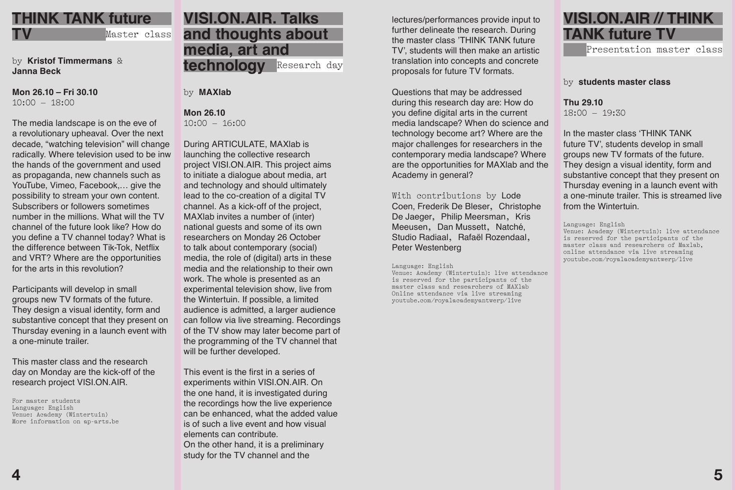# THINK TANK future TV

Master class

by **Kristof Timmermans** & **Janna Beck**

**Mon 26.10 – Fri 30.10**
10:00 – 18:00

The media landscape is on the eve of a revolutionary upheaval. Over the next decade, "watching television" will change radically. Where television used to be inw the hands of the government and used as propaganda, new channels such as YouTube, Vimeo, Facebook,… give the possibility to stream your own content. Subscribers or followers sometimes number in the millions. What will the TV channel of the future look like? How do you define a TV channel today? What is the difference between Tik-Tok, Netflix and VRT? Where are the opportunities for the arts in this revolution?

Participants will develop in small groups new TV formats of the future. They design a visual identity, form and substantive concept that they present on Thursday evening in a launch event with a one-minute trailer.

This master class and the research day on Monday are the kick-off of the research project VISI.ON.AIR.

For master students
Language: English
Venue: Academy (Wintertuin)
More information on ap-arts.be

# VISI.ON.AIR. Talks and thoughts about media, art and technology

Research day

by **MAXlab**

**Mon 26.10**
10:00 – 16:00

During ARTICULATE, MAXlab is launching the collective research project VISI.ON.AIR. This project aims to initiate a dialogue about media, art and technology and should ultimately lead to the co-creation of a digital TV channel. As a kick-off of the project, MAXlab invites a number of (inter) national guests and some of its own researchers on Monday 26 October to talk about contemporary (social) media, the role of (digital) arts in these media and the relationship to their own work. The whole is presented as an experimental television show, live from the Wintertuin. If possible, a limited audience is admitted, a larger audience can follow via live streaming. Recordings of the TV show may later become part of the programming of the TV channel that will be further developed.

This event is the first in a series of experiments within VISI.ON.AIR. On the one hand, it is investigated during the recordings how the live experience can be enhanced, what the added value is of such a live event and how visual elements can contribute.
On the other hand, it is a preliminary study for the TV channel and the lectures/performances provide input to further delineate the research. During the master class 'THINK TANK future TV', students will then make an artistic translation into concepts and concrete proposals for future TV formats.

Questions that may be addressed during this research day are: How do you define digital arts in the current media landscape? When do science and technology become art? Where are the major challenges for researchers in the contemporary media landscape? Where are the opportunities for MAXlab and the Academy in general?

With contributions by Lode Coen, Frederik De Bleser, Christophe De Jaeger, Philip Meersman, Kris Meeusen, Dan Mussett, Natché, Studio Radiaal, Rafaël Rozendaal, Peter Westenberg

Language: English
Venue: Academy (Wintertuin): live attendance is reserved for the participants of the master class and researchers of MAXlab
Online attendance via live streaming
youtube.com/royalacademyantwerp/live

# VISI.ON.AIR // THINK TANK future TV

Presentation master class

by **students master class**

**Thu 29.10**
18:00 – 19:30

In the master class 'THINK TANK future TV', students develop in small groups new TV formats of the future. They design a visual identity, form and substantive concept that they present on Thursday evening in a launch event with a one-minute trailer. This is streamed live from the Wintertuin.

Language: English
Venue: Academy (Wintertuin): live attendance is reserved for the participants of the master class and researchers of Maxlab, online attendance via live streaming
youtube.com/royalacademyantwerp/live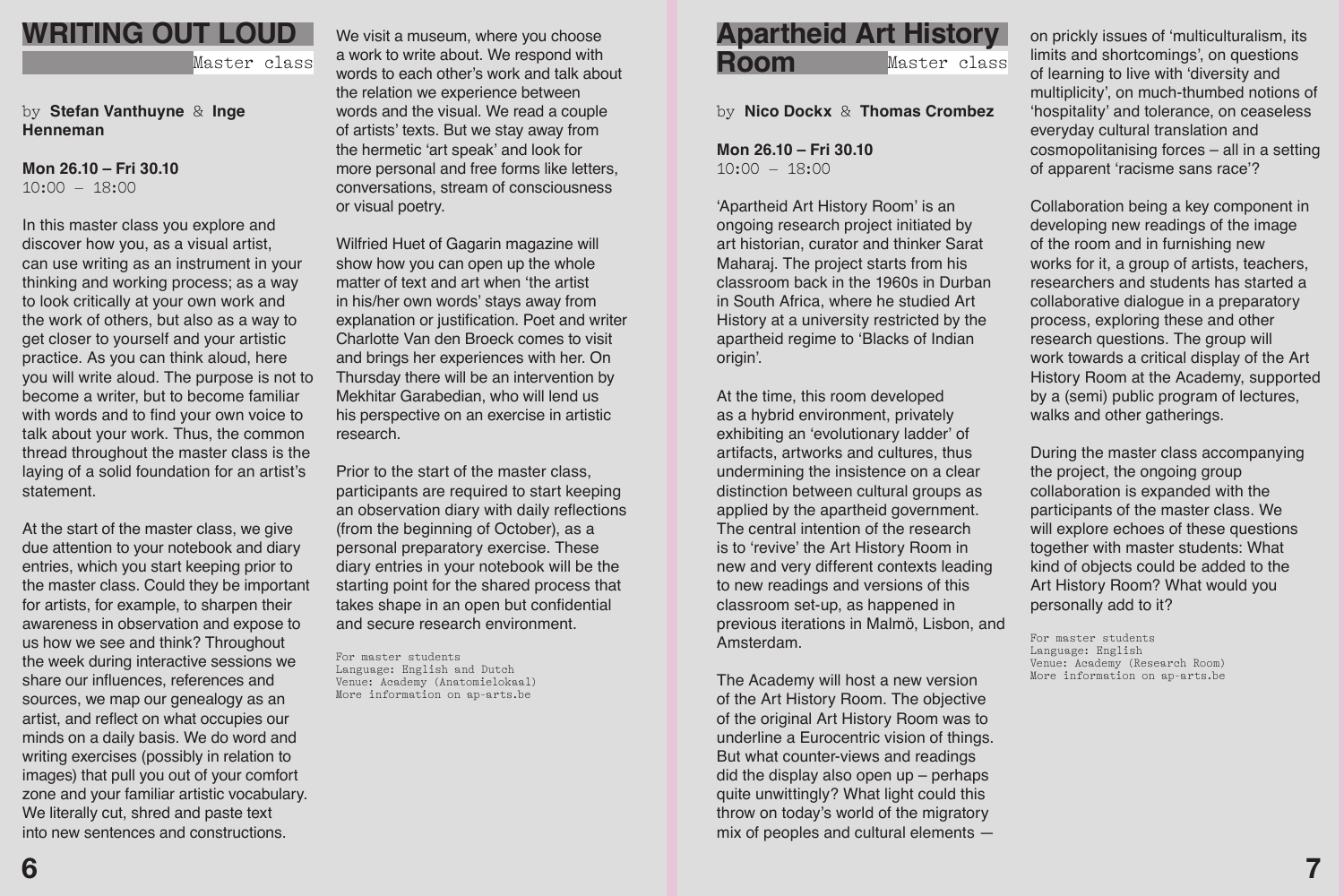# WRITING OUT LOUD

Master class

by **Stefan Vanthuyne** & **Inge Henneman**

**Mon 26.10 – Fri 30.10**
10:00 – 18:00

In this master class you explore and discover how you, as a visual artist, can use writing as an instrument in your thinking and working process; as a way to look critically at your own work and the work of others, but also as a way to get closer to yourself and your artistic practice. As you can think aloud, here you will write aloud. The purpose is not to become a writer, but to become familiar with words and to find your own voice to talk about your work. Thus, the common thread throughout the master class is the laying of a solid foundation for an artist's statement.

At the start of the master class, we give due attention to your notebook and diary entries, which you start keeping prior to the master class. Could they be important for artists, for example, to sharpen their awareness in observation and expose to us how we see and think? Throughout the week during interactive sessions we share our influences, references and sources, we map our genealogy as an artist, and reflect on what occupies our minds on a daily basis. We do word and writing exercises (possibly in relation to images) that pull you out of your comfort zone and your familiar artistic vocabulary. We literally cut, shred and paste text into new sentences and constructions.

We visit a museum, where you choose a work to write about. We respond with words to each other's work and talk about the relation we experience between words and the visual. We read a couple of artists' texts. But we stay away from the hermetic 'art speak' and look for more personal and free forms like letters, conversations, stream of consciousness or visual poetry.

Wilfried Huet of Gagarin magazine will show how you can open up the whole matter of text and art when 'the artist in his/her own words' stays away from explanation or justification. Poet and writer Charlotte Van den Broeck comes to visit and brings her experiences with her. On Thursday there will be an intervention by Mekhitar Garabedian, who will lend us his perspective on an exercise in artistic research.

Prior to the start of the master class, participants are required to start keeping an observation diary with daily reflections (from the beginning of October), as a personal preparatory exercise. These diary entries in your notebook will be the starting point for the shared process that takes shape in an open but confidential and secure research environment.

For master students
Language: English and Dutch
Venue: Academy (Anatomielokaal)
More information on ap-arts.be

# Apartheid Art History Room

Master class

by **Nico Dockx** & **Thomas Crombez**

**Mon 26.10 – Fri 30.10**
10:00 – 18:00

'Apartheid Art History Room' is an ongoing research project initiated by art historian, curator and thinker Sarat Maharaj. The project starts from his classroom back in the 1960s in Durban in South Africa, where he studied Art History at a university restricted by the apartheid regime to 'Blacks of Indian origin'.

At the time, this room developed as a hybrid environment, privately exhibiting an 'evolutionary ladder' of artifacts, artworks and cultures, thus undermining the insistence on a clear distinction between cultural groups as applied by the apartheid government. The central intention of the research is to 'revive' the Art History Room in new and very different contexts leading to new readings and versions of this classroom set-up, as happened in previous iterations in Malmö, Lisbon, and Amsterdam.

The Academy will host a new version of the Art History Room. The objective of the original Art History Room was to underline a Eurocentric vision of things. But what counter-views and readings did the display also open up – perhaps quite unwittingly? What light could this throw on today's world of the migratory mix of peoples and cultural elements — on prickly issues of 'multiculturalism, its limits and shortcomings', on questions of learning to live with 'diversity and multiplicity', on much-thumbed notions of 'hospitality' and tolerance, on ceaseless everyday cultural translation and cosmopolitanising forces – all in a setting of apparent 'racisme sans race'?

Collaboration being a key component in developing new readings of the image of the room and in furnishing new works for it, a group of artists, teachers, researchers and students has started a collaborative dialogue in a preparatory process, exploring these and other research questions. The group will work towards a critical display of the Art History Room at the Academy, supported by a (semi) public program of lectures, walks and other gatherings.

During the master class accompanying the project, the ongoing group collaboration is expanded with the participants of the master class. We will explore echoes of these questions together with master students: What kind of objects could be added to the Art History Room? What would you personally add to it?

For master students
Language: English
Venue: Academy (Research Room)
More information on ap-arts.be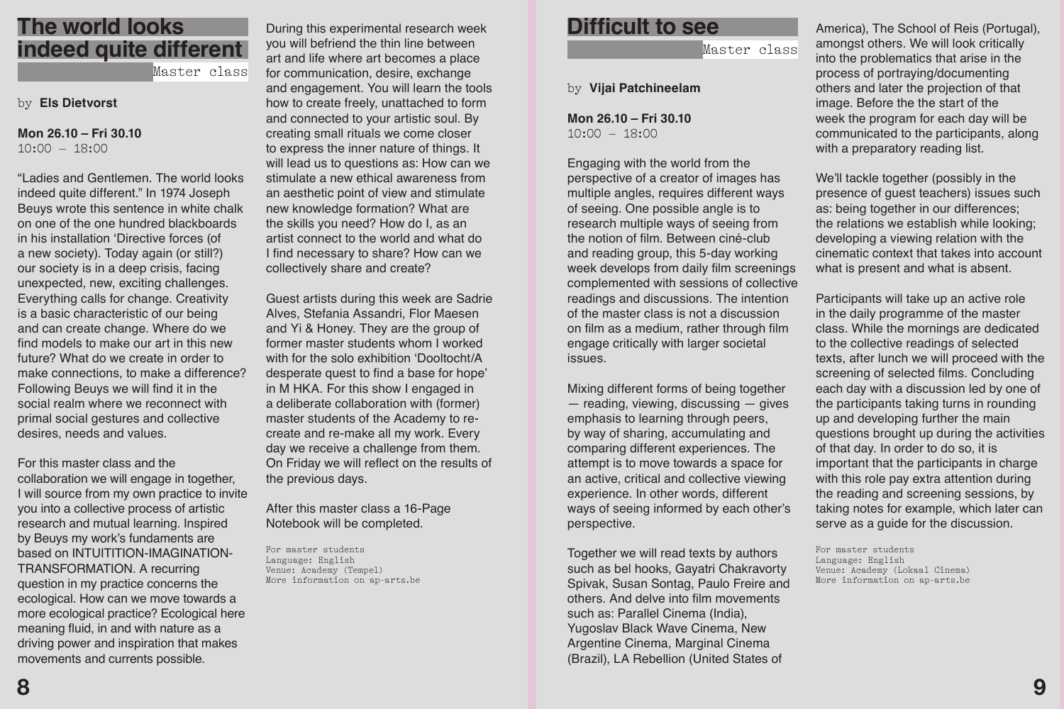# The world looks indeed quite different

Master class

by **Els Dietvorst**

**Mon 26.10 – Fri 30.10**
10:00 – 18:00

"Ladies and Gentlemen. The world looks indeed quite different." In 1974 Joseph Beuys wrote this sentence in white chalk on one of the one hundred blackboards in his installation 'Directive forces (of a new society). Today again (or still?) our society is in a deep crisis, facing unexpected, new, exciting challenges. Everything calls for change. Creativity is a basic characteristic of our being and can create change. Where do we find models to make our art in this new future? What do we create in order to make connections, to make a difference? Following Beuys we will find it in the social realm where we reconnect with primal social gestures and collective desires, needs and values.

For this master class and the collaboration we will engage in together, I will source from my own practice to invite you into a collective process of artistic research and mutual learning. Inspired by Beuys my work's fundaments are based on INTUITITION-IMAGINATION-TRANSFORMATION. A recurring question in my practice concerns the ecological. How can we move towards a more ecological practice? Ecological here meaning fluid, in and with nature as a driving power and inspiration that makes movements and currents possible.

During this experimental research week you will befriend the thin line between art and life where art becomes a place for communication, desire, exchange and engagement. You will learn the tools how to create freely, unattached to form and connected to your artistic soul. By creating small rituals we come closer to express the inner nature of things. It will lead us to questions as: How can we stimulate a new ethical awareness from an aesthetic point of view and stimulate new knowledge formation? What are the skills you need? How do I, as an artist connect to the world and what do I find necessary to share? How can we collectively share and create?

Guest artists during this week are Sadrie Alves, Stefania Assandri, Flor Maesen and Yi & Honey. They are the group of former master students whom I worked with for the solo exhibition 'Dooltocht/A desperate quest to find a base for hope' in M HKA. For this show I engaged in a deliberate collaboration with (former) master students of the Academy to re-create and re-make all my work. Every day we receive a challenge from them. On Friday we will reflect on the results of the previous days.

After this master class a 16-Page Notebook will be completed.

For master students
Language: English
Venue: Academy (Tempel)
More information on ap-arts.be

# Difficult to see

Master class

by **Vijai Patchineelam**

**Mon 26.10 – Fri 30.10**
10:00 – 18:00

Engaging with the world from the perspective of a creator of images has multiple angles, requires different ways of seeing. One possible angle is to research multiple ways of seeing from the notion of film. Between ciné-club and reading group, this 5-day working week develops from daily film screenings complemented with sessions of collective readings and discussions. The intention of the master class is not a discussion on film as a medium, rather through film engage critically with larger societal issues.

Mixing different forms of being together — reading, viewing, discussing — gives emphasis to learning through peers, by way of sharing, accumulating and comparing different experiences. The attempt is to move towards a space for an active, critical and collective viewing experience. In other words, different ways of seeing informed by each other's perspective.

Together we will read texts by authors such as bel hooks, Gayatri Chakravorty Spivak, Susan Sontag, Paulo Freire and others. And delve into film movements such as: Parallel Cinema (India), Yugoslav Black Wave Cinema, New Argentine Cinema, Marginal Cinema (Brazil), LA Rebellion (United States of America), The School of Reis (Portugal), amongst others. We will look critically into the problematics that arise in the process of portraying/documenting others and later the projection of that image. Before the start of the week the program for each day will be communicated to the participants, along with a preparatory reading list.

We'll tackle together (possibly in the presence of guest teachers) issues such as: being together in our differences; the relations we establish while looking; developing a viewing relation with the cinematic context that takes into account what is present and what is absent.

Participants will take up an active role in the daily programme of the master class. While the mornings are dedicated to the collective readings of selected texts, after lunch we will proceed with the screening of selected films. Concluding each day with a discussion led by one of the participants taking turns in rounding up and developing further the main questions brought up during the activities of that day. In order to do so, it is important that the participants in charge with this role pay extra attention during the reading and screening sessions, by taking notes for example, which later can serve as a guide for the discussion.

For master students
Language: English
Venue: Academy (Lokaal Cinema)
More information on ap-arts.be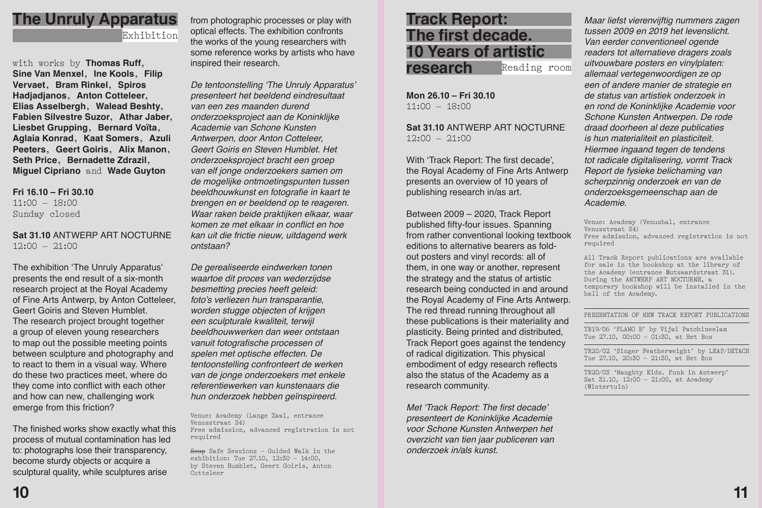# The Unruly Apparatus

Exhibition

with works by **Thomas Ruff**, **Sine Van Menxel**, **Ine Kools**, **Filip Vervaet**, **Bram Rinkel**, **Spiros Hadjadjanos**, **Anton Cotteleer**, **Elias Asselbergh**, **Walead Beshty**, **Fabien Silvestre Suzor**, **Athar Jaber**, **Liesbet Grupping**, **Bernard Voïta**, **Aglaia Konrad**, **Kaat Somers**, **Azuli Peeters**, **Geert Goiris**, **Alix Manon**, **Seth Price**, **Bernadette Zdrazil**, **Miguel Cipriano** and **Wade Guyton**

**Fri 16.10 – Fri 30.10**
11:00 – 18:00
Sunday closed

**Sat 31.10** ANTWERP ART NOCTURNE
12:00 – 21:00

The exhibition 'The Unruly Apparatus' presents the end result of a six-month research project at the Royal Academy of Fine Arts Antwerp, by Anton Cotteleer, Geert Goiris and Steven Humblet. The research project brought together a group of eleven young researchers to map out the possible meeting points between sculpture and photography and to react to them in a visual way. Where do these two practices meet, where do they come into conflict with each other and how can new, challenging work emerge from this friction?

The finished works show exactly what this process of mutual contamination has led to: photographs lose their transparency, become sturdy objects or acquire a sculptural quality, while sculptures arise from photographic processes or play with optical effects. The exhibition confronts the works of the young researchers with some reference works by artists who have inspired their research.

*De tentoonstelling 'The Unruly Apparatus' presenteert het beeldend eindresultaat van een zes maanden durend onderzoeksproject aan de Koninklijke Academie van Schone Kunsten Antwerpen, door Anton Cotteleer, Geert Goiris en Steven Humblet. Het onderzoeksproject bracht een groep van elf jonge onderzoekers samen om de mogelijke ontmoetingspunten tussen beeldhouwkunst en fotografie in kaart te brengen en er beeldend op te reageren. Waar raken beide praktijken elkaar, waar komen ze met elkaar in conflict en hoe kan uit die frictie nieuw, uitdagend werk ontstaan?*

*De gerealiseerde eindwerken tonen waartoe dit proces van wederzijdse besmetting precies heeft geleid: foto's verliezen hun transparantie, worden stugge objecten of krijgen een sculpturale kwaliteit, terwijl beeldhouwwerken dan weer ontstaan vanuit fotografische processen of spelen met optische effecten. De tentoonstelling confronteert de werken van de jonge onderzoekers met enkele referentiewerken van kunstenaars die hun onderzoek hebben geïnspireerd.*

Venue: Academy (Lange Zaal, entrance Venusstraat 34)
Free admission, advanced registration is not required

~~Soup~~ Safe Sessions – Guided Walk in the exhibition: Tue 27.10, 12:30 – 14:00, by Steven Humblet, Geert Goiris, Anton Cotteleer

# Track Report: The first decade. 10 Years of artistic research

Reading room

**Mon 26.10 – Fri 30.10**
11:00 – 18:00

**Sat 31.10** ANTWERP ART NOCTURNE
12:00 – 21:00

With 'Track Report: The first decade', the Royal Academy of Fine Arts Antwerp presents an overview of 10 years of publishing research in/as art.

Between 2009 – 2020, Track Report published fifty-four issues. Spanning from rather conventional looking textbook editions to alternative bearers as fold-out posters and vinyl records: all of them, in one way or another, represent the strategy and the status of artistic research being conducted in and around the Royal Academy of Fine Arts Antwerp. The red thread running throughout all these publications is their materiality and plasticity. Being printed and distributed, Track Report goes against the tendency of radical digitization. This physical embodiment of edgy research reflects also the status of the Academy as a research community.

*Met 'Track Report: The first decade' presenteert de Koninklijke Academie voor Schone Kunsten Antwerpen het overzicht van tien jaar publiceren van onderzoek in/als kunst.*

*Maar liefst vierenvijftig nummers zagen tussen 2009 en 2019 het levenslicht. Van eerder conventioneel ogende readers tot alternatieve dragers zoals uitvouwbare posters en vinylplaten: allemaal vertegenwoordigen ze op een of andere manier de strategie en de status van artistiek onderzoek in en rond de Koninklijke Academie voor Schone Kunsten Antwerpen. De rode draad doorheen al deze publicaties is hun materialiteit en plasticiteit. Hiermee ingaand tegen de tendens tot radicale digitalisering, vormt Track Report de fysieke belichaming van scherpzinnig onderzoek en van de onderzoeksgemeenschap aan de Academie.*

Venue: Academy (Venushal, entrance Venusstraat 34)
Free admission, advanced registration is not required

All Track Report publications are available for sale in the bookshop at the library of the Academy (entrance Mutsaardstraat 31). During the ANTWERP ART NOCTURNE, a temporary bookshop will be installed in the hall of the Academy.

PRESENTATION OF NEW TRACK REPORT PUBLICATIONS

TR19/06 'PLANO B' by Vijai Patchineelam
Tue 27.10, 00:00 – 01:30, at Het Bos

TR20/02 'Singer Featherweight' by LEAP/DETACH
Tue 27.10, 20:30 – 21:30, at Het Bos

TR20/03 'Naughty Kids. Punk in Antwerp'
Sat 31.10, 12:00 – 21:00, at Academy (Wintertuin)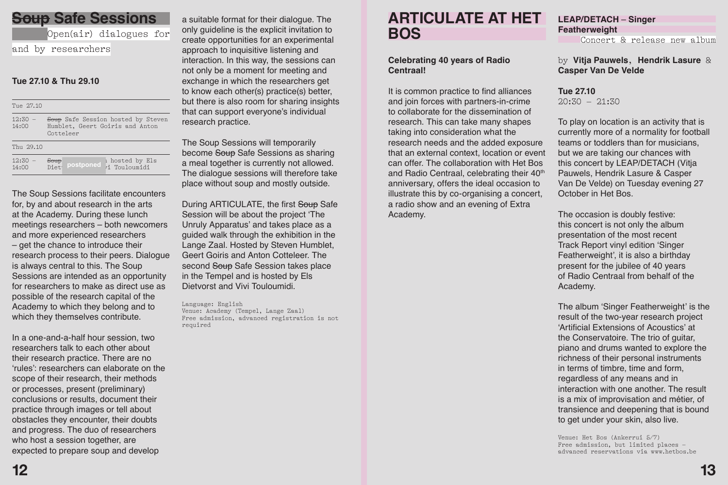# ~~Soup~~ Safe Sessions

Open(air) dialogues for and by researchers

**Tue 27.10 & Thu 29.10**

| Tue 27.10 | |
|---|---|
| 12:30 – 14:00 | ~~Soup~~ Safe Session hosted by Steven Humblet, Geert Goiris and Anton Cotteleer |
| **Thu 29.10** | |
| 12:30 – 14:00 | ~~Soup~~ Safe Session hosted by Els Dietvorst and Vivi Touloumidi (postponed) |

The Soup Sessions facilitate encounters for, by and about research in the arts at the Academy. During these lunch meetings researchers – both newcomers and more experienced researchers – get the chance to introduce their research process to their peers. Dialogue is always central to this. The Soup Sessions are intended as an opportunity for researchers to make as direct use as possible of the research capital of the Academy to which they belong and to which they themselves contribute.

In a one-and-a-half hour session, two researchers talk to each other about their research practice. There are no 'rules': researchers can elaborate on the scope of their research, their methods or processes, present (preliminary) conclusions or results, document their practice through images or tell about obstacles they encounter, their doubts and progress. The duo of researchers who host a session together, are expected to prepare soup and develop a suitable format for their dialogue. The only guideline is the explicit invitation to create opportunities for an experimental approach to inquisitive listening and interaction. In this way, the sessions can not only be a moment for meeting and exchange in which the researchers get to know each other(s) practice(s) better, but there is also room for sharing insights that can support everyone's individual research practice.

The Soup Sessions will temporarily become ~~Soup~~ Safe Sessions as sharing a meal together is currently not allowed. The dialogue sessions will therefore take place without soup and mostly outside.

During ARTICULATE, the first ~~Soup~~ Safe Session will be about the project 'The Unruly Apparatus' and takes place as a guided walk through the exhibition in the Lange Zaal. Hosted by Steven Humblet, Geert Goiris and Anton Cotteleer. The second ~~Soup~~ Safe Session takes place in the Tempel and is hosted by Els Dietvorst and Vivi Touloumidi.

Language: English
Venue: Academy (Tempel, Lange Zaal)
Free admission, advanced registration is not required

# ARTICULATE AT HET BOS

**Celebrating 40 years of Radio Centraal!**

It is common practice to find alliances and join forces with partners-in-crime to collaborate for the dissemination of research. This can take many shapes taking into consideration what the research needs and the added exposure that an external context, location or event can offer. The collaboration with Het Bos and Radio Centraal, celebrating their 40th anniversary, offers the ideal occasion to illustrate this by co-organising a concert, a radio show and an evening of Extra Academy.

## LEAP/DETACH – Singer Featherweight

Concert & release new album

by **Vitja Pauwels**, **Hendrik Lasure** & **Casper Van De Velde**

**Tue 27.10**
20:30 – 21:30

To play on location is an activity that is currently more of a normality for football teams or toddlers than for musicians, but we are taking our chances with this concert by LEAP/DETACH (Vitja Pauwels, Hendrik Lasure & Casper Van De Velde) on Tuesday evening 27 October in Het Bos.

The occasion is doubly festive: this concert is not only the album presentation of the most recent Track Report vinyl edition 'Singer Featherweight', it is also a birthday present for the jubilee of 40 years of Radio Centraal from behalf of the Academy.

The album 'Singer Featherweight' is the result of the two-year research project 'Artificial Extensions of Acoustics' at the Conservatoire. The trio of guitar, piano and drums wanted to explore the richness of their personal instruments in terms of timbre, time and form, regardless of any means and in interaction with one another. The result is a mix of improvisation and métier, of transience and deepening that is bound to get under your skin, also live.

Venue: Het Bos (Ankerrui 5/7)
Free admission, but limited places – advanced reservations via www.hetbos.be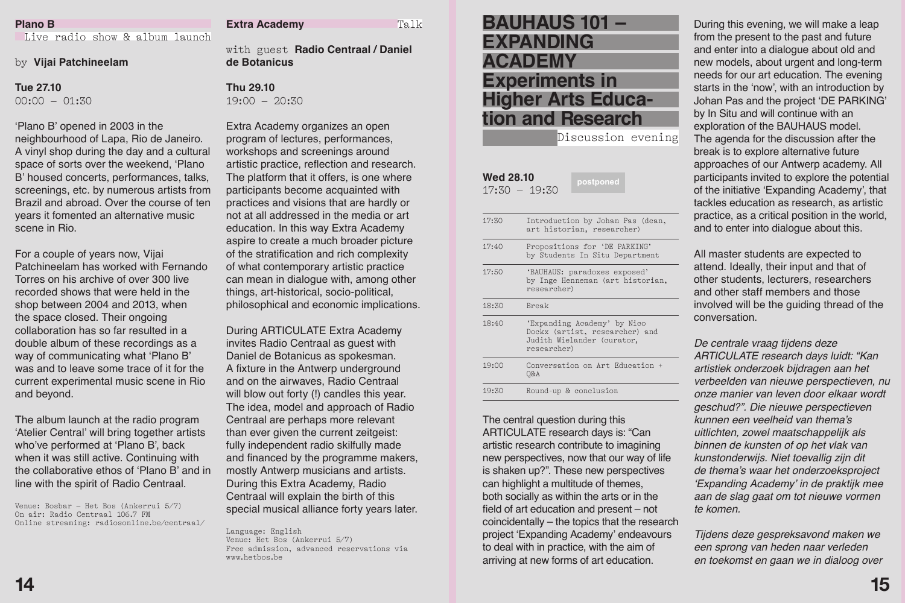## Plano B

Live radio show & album launch

by **Vijai Patchineelam**

**Tue 27.10**
00:00 – 01:30

'Plano B' opened in 2003 in the neighbourhood of Lapa, Rio de Janeiro. A vinyl shop during the day and a cultural space of sorts over the weekend, 'Plano B' housed concerts, performances, talks, screenings, etc. by numerous artists from Brazil and abroad. Over the course of ten years it fomented an alternative music scene in Rio.

For a couple of years now, Vijai Patchineelam has worked with Fernando Torres on his archive of over 300 live recorded shows that were held in the shop between 2004 and 2013, when the space closed. Their ongoing collaboration has so far resulted in a double album of these recordings as a way of communicating what 'Plano B' was and to leave some trace of it for the current experimental music scene in Rio and beyond.

The album launch at the radio program 'Atelier Central' will bring together artists who've performed at 'Plano B', back when it was still active. Continuing with the collaborative ethos of 'Plano B' and in line with the spirit of Radio Centraal.

Venue: Bosbar – Het Bos (Ankerrui 5/7)
On air: Radio Centraal 106.7 FM
Online streaming: radiosonline.be/centraal/

## Extra Academy

Talk

with guest **Radio Centraal / Daniel de Botanicus**

**Thu 29.10**
19:00 – 20:30

Extra Academy organizes an open program of lectures, performances, workshops and screenings around artistic practice, reflection and research. The platform that it offers, is one where participants become acquainted with practices and visions that are hardly or not at all addressed in the media or art education. In this way Extra Academy aspire to create a much broader picture of the stratification and rich complexity of what contemporary artistic practice can mean in dialogue with, among other things, art-historical, socio-political, philosophical and economic implications.

During ARTICULATE Extra Academy invites Radio Centraal as guest with Daniel de Botanicus as spokesman. A fixture in the Antwerp underground and on the airwaves, Radio Centraal will blow out forty (!) candles this year. The idea, model and approach of Radio Centraal are perhaps more relevant than ever given the current zeitgeist: fully independent radio skilfully made and financed by the programme makers, mostly Antwerp musicians and artists. During this Extra Academy, Radio Centraal will explain the birth of this special musical alliance forty years later.

Language: English
Venue: Het Bos (Ankerrui 5/7)
Free admission, advanced reservations via www.hetbos.be

## BAUHAUS 101 – EXPANDING ACADEMY Experiments in Higher Arts Education and Research

Discussion evening

**Wed 28.10**
17:30 – 19:30

**postponed**

| | |
|---|---|
| 17:30 | Introduction by Johan Pas (dean, art historian, researcher) |
| 17:40 | Propositions for 'DE PARKING' by Students In Situ Department |
| 17:50 | 'BAUHAUS: paradoxes exposed' by Inge Henneman (art historian, researcher) |
| 18:30 | Break |
| 18:40 | 'Expanding Academy' by Nico Dockx (artist, researcher) and Judith Wielander (curator, researcher) |
| 19:00 | Conversation on Art Education + Q&A |
| 19:30 | Round-up & conclusion |

The central question during this ARTICULATE research days is: "Can artistic research contribute to imagining new perspectives, now that our way of life is shaken up?". These new perspectives can highlight a multitude of themes, both socially as within the arts or in the field of art education and present – not coincidentally – the topics that the research project 'Expanding Academy' endeavours to deal with in practice, with the aim of arriving at new forms of art education.

During this evening, we will make a leap from the present to the past and future and enter into a dialogue about old and new models, about urgent and long-term needs for our art education. The evening starts in the 'now', with an introduction by Johan Pas and the project 'DE PARKING' by In Situ and will continue with an exploration of the BAUHAUS model. The agenda for the discussion after the break is to explore alternative future approaches of our Antwerp academy. All participants invited to explore the potential of the initiative 'Expanding Academy', that tackles education as research, as artistic practice, as a critical position in the world, and to enter into dialogue about this.

All master students are expected to attend. Ideally, their input and that of other students, lecturers, researchers and other staff members and those involved will be the guiding thread of the conversation.

*De centrale vraag tijdens deze ARTICULATE research days luidt: "Kan artistiek onderzoek bijdragen aan het verbeelden van nieuwe perspectieven, nu onze manier van leven door elkaar wordt geschud?". Die nieuwe perspectieven kunnen een veelheid van thema's uitlichten, zowel maatschappelijk als binnen de kunsten of het vlak van kunstonderwijs. Niet toevallig zijn dit de thema's waar het onderzoeksproject 'Expanding Academy' in de praktijk mee aan de slag gaat om tot nieuwe vormen te komen.*

*Tijdens deze gespreksavond maken we een sprong van heden naar verleden en toekomst en gaan we in dialoog over*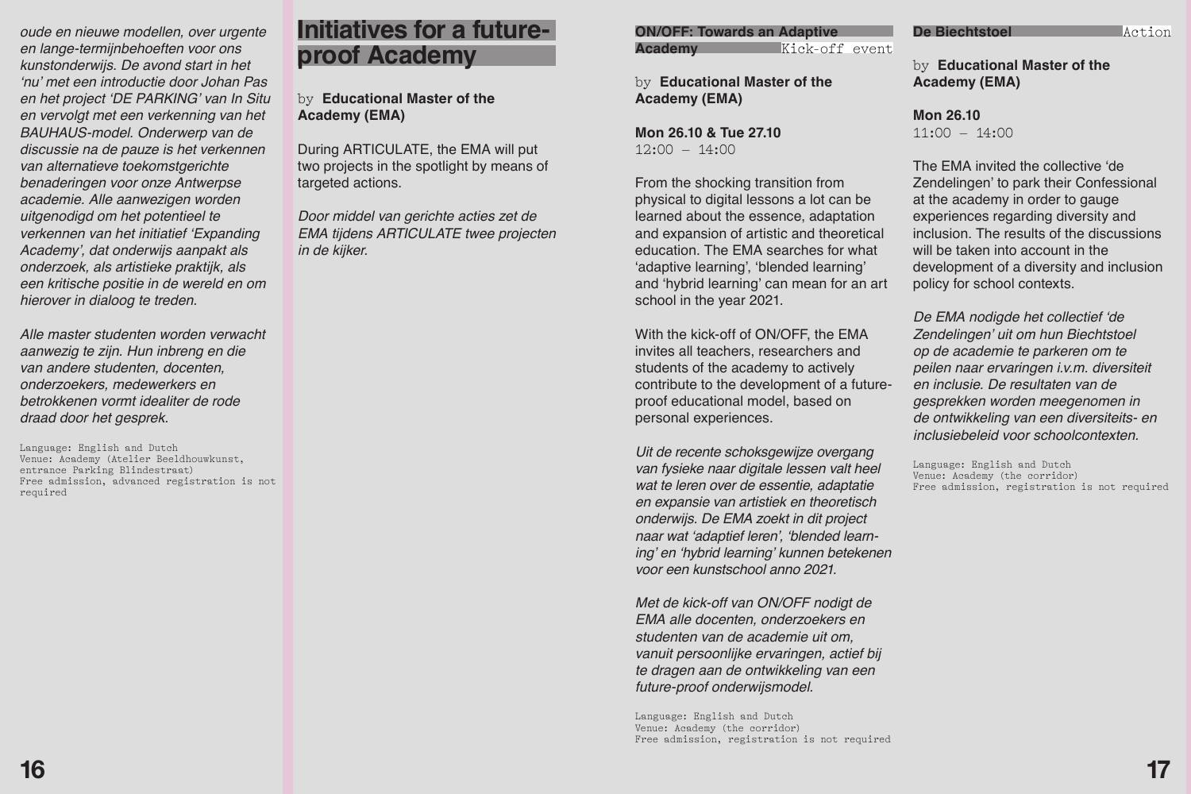*oude en nieuwe modellen, over urgente en lange-termijnbehoeften voor ons kunstonderwijs. De avond start in het 'nu' met een introductie door Johan Pas en het project 'DE PARKING' van In Situ en vervolgt met een verkenning van het BAUHAUS-model. Onderwerp van de discussie na de pauze is het verkennen van alternatieve toekomstgerichte benaderingen voor onze Antwerpse academie. Alle aanwezigen worden uitgenodigd om het potentieel te verkennen van het initiatief 'Expanding Academy', dat onderwijs aanpakt als onderzoek, als artistieke praktijk, als een kritische positie in de wereld en om hierover in dialoog te treden.*

*Alle master studenten worden verwacht aanwezig te zijn. Hun inbreng en die van andere studenten, docenten, onderzoekers, medewerkers en betrokkenen vormt idealiter de rode draad door het gesprek.*

Language: English and Dutch
Venue: Academy (Atelier Beeldhouwkunst, entrance Parking Blindestraat)
Free admission, advanced registration is not required

# Initiatives for a future-proof Academy

by **Educational Master of the Academy (EMA)**

During ARTICULATE, the EMA will put two projects in the spotlight by means of targeted actions.

*Door middel van gerichte acties zet de EMA tijdens ARTICULATE twee projecten in de kijker.*

## ON/OFF: Towards an Adaptive Academy

Kick-off event

by **Educational Master of the Academy (EMA)**

**Mon 26.10 & Tue 27.10**
12:00 – 14:00

From the shocking transition from physical to digital lessons a lot can be learned about the essence, adaptation and expansion of artistic and theoretical education. The EMA searches for what 'adaptive learning', 'blended learning' and 'hybrid learning' can mean for an art school in the year 2021.

With the kick-off of ON/OFF, the EMA invites all teachers, researchers and students of the academy to actively contribute to the development of a future-proof educational model, based on personal experiences.

*Uit de recente schoksgewijze overgang van fysieke naar digitale lessen valt heel wat te leren over de essentie, adaptatie en expansie van artistiek en theoretisch onderwijs. De EMA zoekt in dit project naar wat 'adaptief leren', 'blended learning' en 'hybrid learning' kunnen betekenen voor een kunstschool anno 2021.*

*Met de kick-off van ON/OFF nodigt de EMA alle docenten, onderzoekers en studenten van de academie uit om, vanuit persoonlijke ervaringen, actief bij te dragen aan de ontwikkeling van een future-proof onderwijsmodel.*

Language: English and Dutch
Venue: Academy (the corridor)
Free admission, registration is not required

## De Biechtstoel

Action

by **Educational Master of the Academy (EMA)**

**Mon 26.10**
11:00 – 14:00

The EMA invited the collective 'de Zendelingen' to park their Confessional at the academy in order to gauge experiences regarding diversity and inclusion. The results of the discussions will be taken into account in the development of a diversity and inclusion policy for school contexts.

*De EMA nodigde het collectief 'de Zendelingen' uit om hun Biechtstoel op de academie te parkeren om te peilen naar ervaringen i.v.m. diversiteit en inclusie. De resultaten van de gesprekken worden meegenomen in de ontwikkeling van een diversiteits- en inclusiebeleid voor schoolcontexten.*

Language: English and Dutch
Venue: Academy (the corridor)
Free admission, registration is not required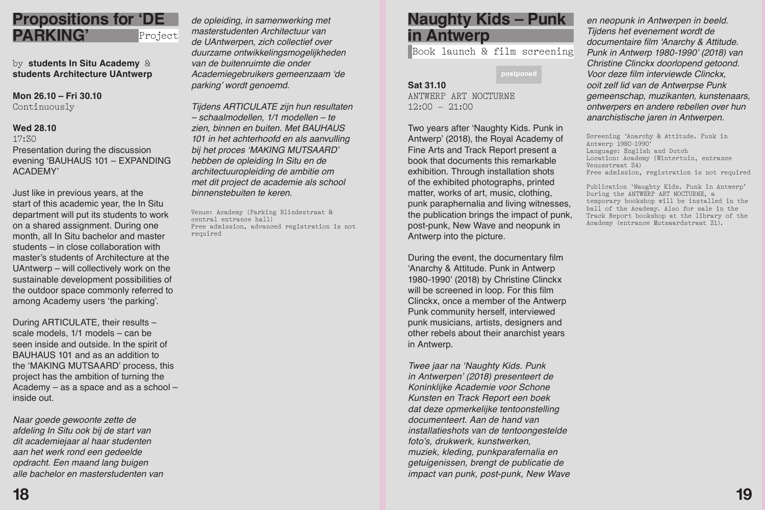# Propositions for 'DE PARKING'

Project

by **students In Situ Academy** & **students Architecture UAntwerp**

**Mon 26.10 – Fri 30.10**
Continuously

**Wed 28.10**
17:30
Presentation during the discussion evening 'BAUHAUS 101 – EXPANDING ACADEMY'

Just like in previous years, at the start of this academic year, the In Situ department will put its students to work on a shared assignment. During one month, all In Situ bachelor and master students – in close collaboration with master's students of Architecture at the UAntwerp – will collectively work on the sustainable development possibilities of the outdoor space commonly referred to among Academy users 'the parking'.

During ARTICULATE, their results – scale models, 1/1 models – can be seen inside and outside. In the spirit of BAUHAUS 101 and as an addition to the 'MAKING MUTSAARD' process, this project has the ambition of turning the Academy – as a space and as a school – inside out.

*Naar goede gewoonte zette de afdeling In Situ ook bij de start van dit academiejaar al haar studenten aan het werk rond een gedeelde opdracht. Een maand lang buigen alle bachelor en masterstudenten van de opleiding, in samenwerking met masterstudenten Architectuur van de UAntwerpen, zich collectief over duurzame ontwikkelingsmogelijkheden van de buitenruimte die onder Academiegebruikers gemeenzaam 'de parking' wordt genoemd.*

*Tijdens ARTICULATE zijn hun resultaten – schaalmodellen, 1/1 modellen – te zien, binnen en buiten. Met BAUHAUS 101 in het achterhoofd en als aanvulling bij het proces 'MAKING MUTSAARD' hebben de opleiding In Situ en de architectuuropleiding de ambitie om met dit project de academie als school binnenstebuiten te keren.*

Venue: Academy (Parking Blindestraat & central entrance hall)
Free admission, advanced registration is not required

# Naughty Kids – Punk in Antwerp

Book launch & film screening

postponed

**Sat 31.10**
ANTWERP ART NOCTURNE
12:00 – 21:00

Two years after 'Naughty Kids. Punk in Antwerp' (2018), the Royal Academy of Fine Arts and Track Report present a book that documents this remarkable exhibition. Through installation shots of the exhibited photographs, printed matter, works of art, music, clothing, punk paraphernalia and living witnesses, the publication brings the impact of punk, post-punk, New Wave and neopunk in Antwerp into the picture.

During the event, the documentary film 'Anarchy & Attitude. Punk in Antwerp 1980-1990' (2018) by Christine Clinckx will be screened in loop. For this film Clinckx, once a member of the Antwerp Punk community herself, interviewed punk musicians, artists, designers and other rebels about their anarchist years in Antwerp.

*Twee jaar na 'Naughty Kids. Punk in Antwerpen' (2018) presenteert de Koninklijke Academie voor Schone Kunsten en Track Report een boek dat deze opmerkelijke tentoonstelling documenteert. Aan de hand van installatieshots van de tentoongestelde foto's, drukwerk, kunstwerken, muziek, kleding, punkparafernalia en getuigenissen, brengt de publicatie de impact van punk, post-punk, New Wave en neopunk in Antwerpen in beeld. Tijdens het evenement wordt de documentaire film 'Anarchy & Attitude. Punk in Antwerp 1980-1990' (2018) van Christine Clinckx doorlopend getoond. Voor deze film interviewde Clinckx, ooit zelf lid van de Antwerpse Punk gemeenschap, muzikanten, kunstenaars, ontwerpers en andere rebellen over hun anarchistische jaren in Antwerpen.*

Screening 'Anarchy & Attitude. Punk in Antwerp 1980-1990'
Language: English and Dutch
Location: Academy (Wintertuin, entrance Venusstraat 34)
Free admission, registration is not required

Publication 'Naughty Kids. Punk in Antwerp'
During the ANTWERP ART NOCTURNE, a temporary bookshop will be installed in the hall of the Academy. Also for sale in the Track Report bookshop at the library of the Academy (entrance Mutsaardstraat 31).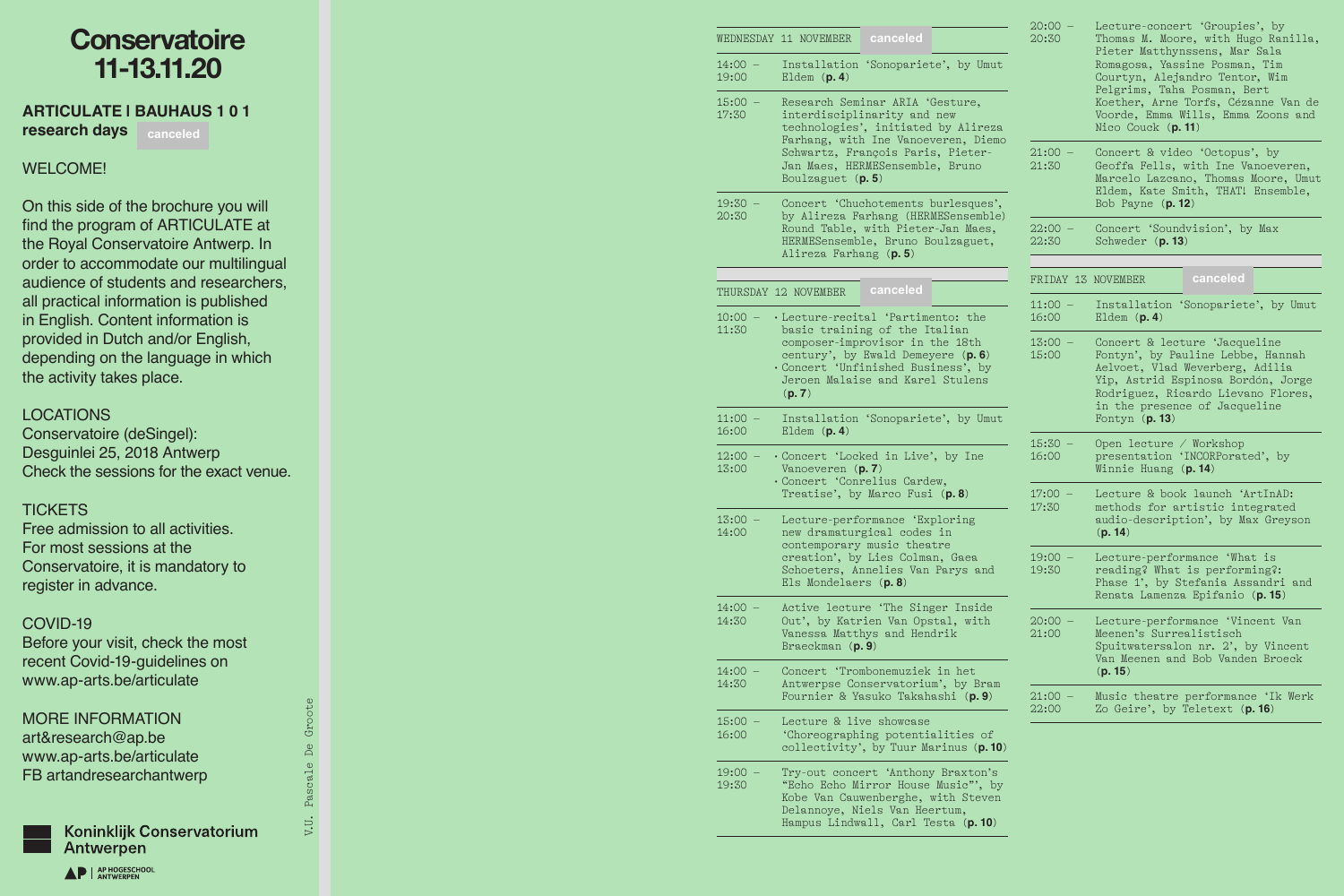# Conservatoire 11-13.11.20

## ARTICULATE I BAUHAUS 1 0 1 research days canceled

WELCOME!

On this side of the brochure you will find the program of ARTICULATE at the Royal Conservatoire Antwerp. In order to accommodate our multilingual audience of students and researchers, all practical information is published in English. Content information is provided in Dutch and/or English, depending on the language in which the activity takes place.

LOCATIONS
Conservatoire (deSingel):
Desguinlei 25, 2018 Antwerp
Check the sessions for the exact venue.

TICKETS
Free admission to all activities.
For most sessions at the Conservatoire, it is mandatory to register in advance.

COVID-19
Before your visit, check the most recent Covid-19-guidelines on www.ap-arts.be/articulate

MORE INFORMATION
art&research@ap.be
www.ap-arts.be/articulate
FB artandresearchantwerp

Koninklijk Conservatorium Antwerpen

AP HOGESCHOOL ANTWERPEN

V.U. Pascale De Groote

### WEDNESDAY 11 NOVEMBER canceled

| | |
|---|---|
| 14:00 – 19:00 | Installation 'Sonopariete', by Umut Eldem (**p. 4**) |
| 15:00 – 17:30 | Research Seminar ARIA 'Gesture, interdisciplinarity and new technologies', initiated by Alireza Farhang, with Ine Vanoeveren, Diemo Schwartz, François Paris, Pieter-Jan Maes, HERMESensemble, Bruno Boulzaguet (**p. 5**) |
| 19:30 – 20:30 | Concert 'Chuchotements burlesques', by Alireza Farhang (HERMESensemble) Round Table, with Pieter-Jan Maes, HERMESensemble, Bruno Boulzaguet, Alireza Farhang (**p. 5**) |

### THURSDAY 12 NOVEMBER canceled

| | |
|---|---|
| 10:00 – 11:30 | • Lecture-recital 'Partimento: the basic training of the Italian composer-improvisor in the 18th century', by Ewald Demeyere (**p. 6**) • Concert 'Unfinished Business', by Jeroen Malaise and Karel Stulens (**p. 7**) |
| 11:00 – 16:00 | Installation 'Sonopariete', by Umut Eldem (**p. 4**) |
| 12:00 – 13:00 | • Concert 'Locked in Live', by Ine Vanoeveren (**p. 7**) • Concert 'Conrelius Cardew, Treatise', by Marco Fusi (**p. 8**) |
| 13:00 – 14:00 | Lecture-performance 'Exploring new dramaturgical codes in contemporary music theatre creation', by Lies Colman, Gaea Schoeters, Annelies Van Parys and Els Mondelaers (**p. 8**) |
| 14:00 – 14:30 | Active lecture 'The Singer Inside Out', by Katrien Van Opstal, with Vanessa Matthys and Hendrik Braeckman (**p. 9**) |
| 14:00 – 14:30 | Concert 'Trombonemuziek in het Antwerpse Conservatorium', by Bram Fournier & Yasuko Takahashi (**p. 9**) |
| 15:00 – 16:00 | Lecture & live showcase 'Choreographing potentialities of collectivity', by Tuur Marinus (**p. 10**) |
| 19:00 – 19:30 | Try-out concert 'Anthony Braxton's "Echo Echo Mirror House Music"', by Kobe Van Cauwenberghe, with Steven Delannoye, Niels Van Heertum, Hampus Lindwall, Carl Testa (**p. 10**) |
| 20:00 – 20:30 | Lecture-concert 'Groupies', by Thomas M. Moore, with Hugo Ranilla, Pieter Matthyssens, Mar Sala Romagosa, Yassine Posman, Tim Courtyn, Alejandro Tentor, Wim Pelgrims, Taha Posman, Bert Koether, Arne Torfs, Cézanne Van de Voorde, Emma Wills, Emma Zoons and Nico Couck (**p. 11**) |
| 21:00 – 21:30 | Concert & video 'Octopus', by Geoffa Fells, with Ine Vanoeveren, Marcelo Lazcano, Thomas Moore, Umut Eldem, Kate Smith, THAT! Ensemble, Bob Payne (**p. 12**) |
| 22:00 – 22:30 | Concert 'Soundvision', by Max Schweder (**p. 13**) |

### FRIDAY 13 NOVEMBER canceled

| | |
|---|---|
| 11:00 – 16:00 | Installation 'Sonopariete', by Umut Eldem (**p. 4**) |
| 13:00 – 15:00 | Concert & lecture 'Jacqueline Fontyn', by Pauline Lebbe, Hannah Aelvoet, Vlad Weverberg, Adilia Yip, Astrid Espinosa Bordón, Jorge Rodriguez, Ricardo Lievano Flores, in the presence of Jacqueline Fontyn (**p. 13**) |
| 15:30 – 16:00 | Open lecture / Workshop presentation 'INCORPorated', by Winnie Huang (**p. 14**) |
| 17:00 – 17:30 | Lecture & book launch 'ArtInAD: methods for artistic integrated audio-description', by Max Greyson (**p. 14**) |
| 19:00 – 19:30 | Lecture-performance 'What is reading? What is performing?: Phase 1', by Stefania Assandri and Renata Lamenza Epifanio (**p. 15**) |
| 20:00 – 21:00 | Lecture-performance 'Vincent Van Meenen's Surrealistisch Spuitwatersalon nr. 2', by Vincent Van Meenen and Bob Vanden Broeck (**p. 15**) |
| 21:00 – 22:00 | Music theatre performance 'Ik Werk Zo Geire', by Teletext (**p. 16**) |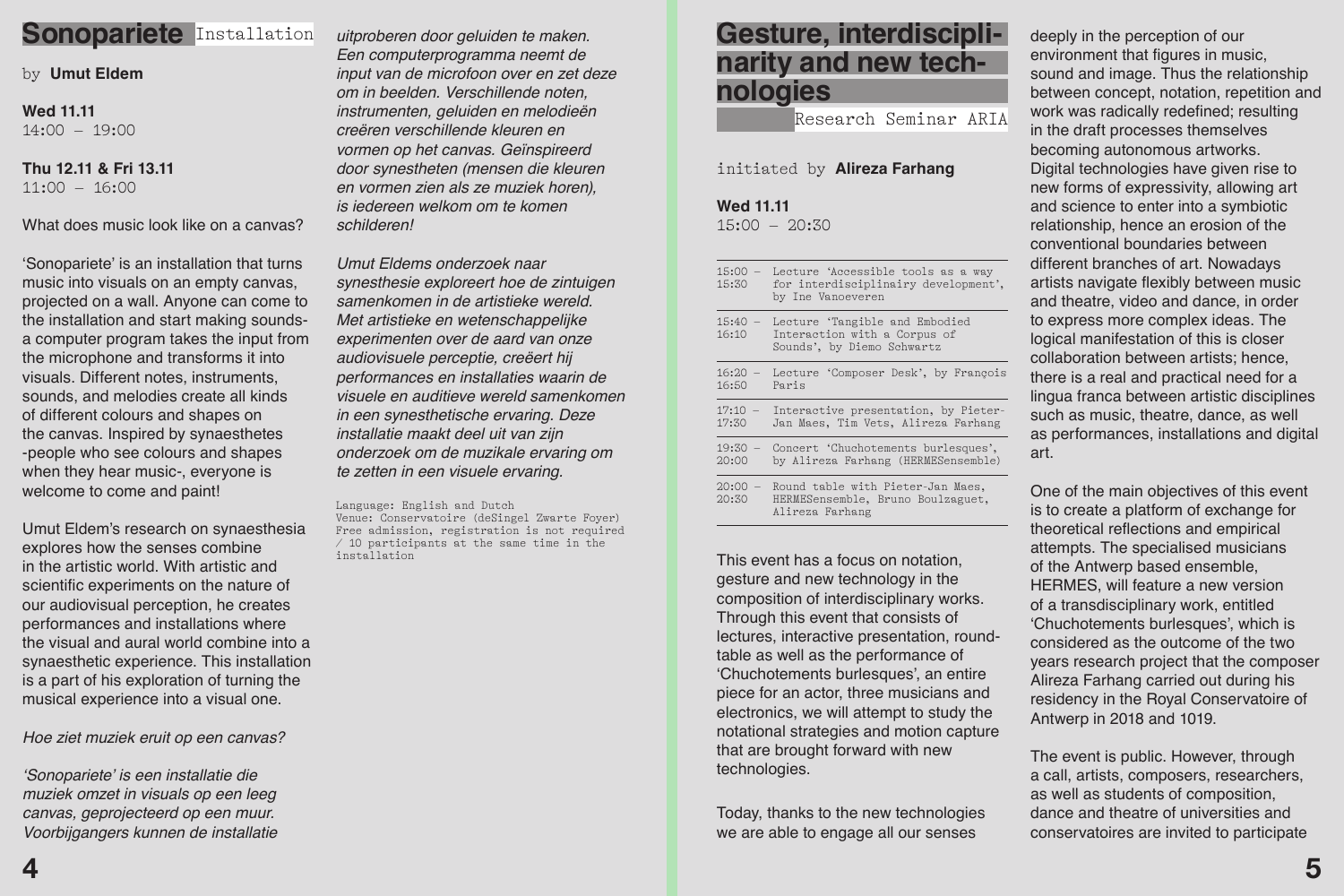# Sonopariete Installation

by **Umut Eldem**

**Wed 11.11**
14:00 – 19:00

**Thu 12.11 & Fri 13.11**
11:00 – 16:00

What does music look like on a canvas?

'Sonopariete' is an installation that turns music into visuals on an empty canvas, projected on a wall. Anyone can come to the installation and start making sounds- a computer program takes the input from the microphone and transforms it into visuals. Different notes, instruments, sounds, and melodies create all kinds of different colours and shapes on the canvas. Inspired by synaesthetes -people who see colours and shapes when they hear music-, everyone is welcome to come and paint!

Umut Eldem's research on synaesthesia explores how the senses combine in the artistic world. With artistic and scientific experiments on the nature of our audiovisual perception, he creates performances and installations where the visual and aural world combine into a synaesthetic experience. This installation is a part of his exploration of turning the musical experience into a visual one.

*Hoe ziet muziek eruit op een canvas?*

*'Sonopariete' is een installatie die muziek omzet in visuals op een leeg canvas, geprojecteerd op een muur. Voorbijgangers kunnen de installatie uitproberen door geluiden te maken. Een computerprogramma neemt de input van de microfoon over en zet deze om in beelden. Verschillende noten, instrumenten, geluiden en melodieën creëren verschillende kleuren en vormen op het canvas. Geïnspireerd door synestheten (mensen die kleuren en vormen zien als ze muziek horen), is iedereen welkom om te komen schilderen!*

*Umut Eldems onderzoek naar synesthesie exploreert hoe de zintuigen samenkomen in de artistieke wereld. Met artistieke en wetenschappelijke experimenten over de aard van onze audiovisuele perceptie, creëert hij performances en installaties waarin de visuele en auditieve wereld samenkomen in een synesthetische ervaring. Deze installatie maakt deel uit van zijn onderzoek om de muzikale ervaring om te zetten in een visuele ervaring.*

Language: English and Dutch
Venue: Conservatoire (deSingel Zwarte Foyer)
Free admission, registration is not required / 10 participants at the same time in the installation

# Gesture, interdisciplinarity and new technologies

Research Seminar ARIA

initiated by **Alireza Farhang**

**Wed 11.11**
15:00 – 20:30

| | |
|---|---|
| 15:00 – 15:30 | Lecture 'Accessible tools as a way for interdisciplinairy development', by Ine Vanoeveren |
| 15:40 – 16:10 | Lecture 'Tangible and Embodied Interaction with a Corpus of Sounds', by Diemo Schwartz |
| 16:20 – 16:50 | Lecture 'Composer Desk', by François Paris |
| 17:10 – 17:30 | Interactive presentation, by Pieter-Jan Maes, Tim Vets, Alireza Farhang |
| 19:30 – 20:00 | Concert 'Chuchotements burlesques', by Alireza Farhang (HERMESensemble) |
| 20:00 – 20:30 | Round table with Pieter-Jan Maes, HERMESensemble, Bruno Boulzaguet, Alireza Farhang |

This event has a focus on notation, gesture and new technology in the composition of interdisciplinary works. Through this event that consists of lectures, interactive presentation, round-table as well as the performance of 'Chuchotements burlesques', an entire piece for an actor, three musicians and electronics, we will attempt to study the notational strategies and motion capture that are brought forward with new technologies.

Today, thanks to the new technologies we are able to engage all our senses deeply in the perception of our environment that figures in music, sound and image. Thus the relationship between concept, notation, repetition and work was radically redefined; resulting in the draft processes themselves becoming autonomous artworks. Digital technologies have given rise to new forms of expressivity, allowing art and science to enter into a symbiotic relationship, hence an erosion of the conventional boundaries between different branches of art. Nowadays artists navigate flexibly between music and theatre, video and dance, in order to express more complex ideas. The logical manifestation of this is closer collaboration between artists; hence, there is a real and practical need for a lingua franca between artistic disciplines such as music, theatre, dance, as well as performances, installations and digital art.

One of the main objectives of this event is to create a platform of exchange for theoretical reflections and empirical attempts. The specialised musicians of the Antwerp based ensemble, HERMES, will feature a new version of a transdisciplinary work, entitled 'Chuchotements burlesques', which is considered as the outcome of the two years research project that the composer Alireza Farhang carried out during his residency in the Royal Conservatoire of Antwerp in 2018 and 1019.

The event is public. However, through a call, artists, composers, researchers, as well as students of composition, dance and theatre of universities and conservatoires are invited to participate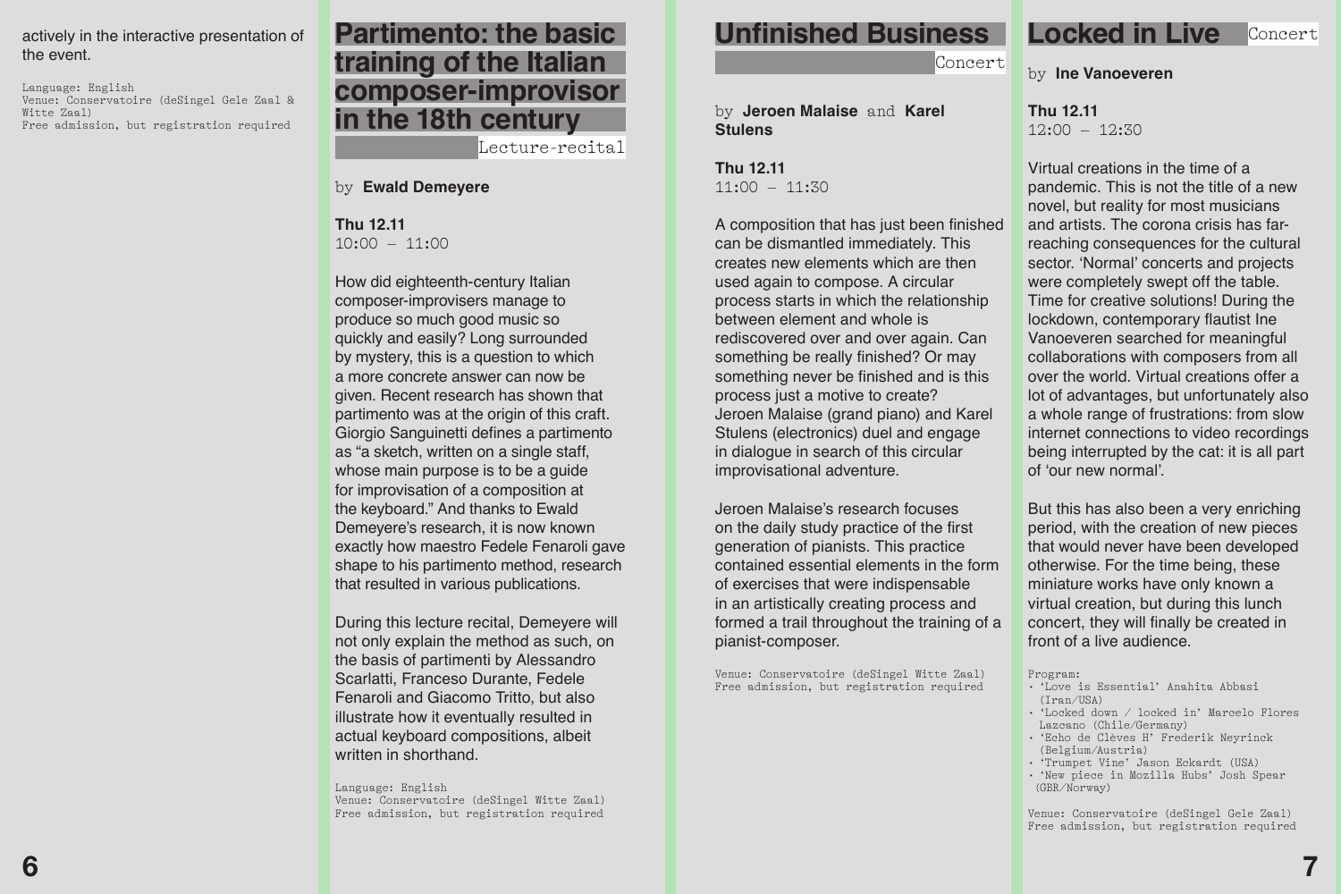actively in the interactive presentation of the event.

Language: English
Venue: Conservatoire (deSingel Gele Zaal & Witte Zaal)
Free admission, but registration required

## Partimento: the basic training of the Italian composer-improvisor in the 18th century

Lecture-recital

by **Ewald Demeyere**

**Thu 12.11**
10:00 – 11:00

How did eighteenth-century Italian composer-improvisers manage to produce so much good music so quickly and easily? Long surrounded by mystery, this is a question to which a more concrete answer can now be given. Recent research has shown that partimento was at the origin of this craft. Giorgio Sanguinetti defines a partimento as "a sketch, written on a single staff, whose main purpose is to be a guide for improvisation of a composition at the keyboard." And thanks to Ewald Demeyere's research, it is now known exactly how maestro Fedele Fenaroli gave shape to his partimento method, research that resulted in various publications.

During this lecture recital, Demeyere will not only explain the method as such, on the basis of partimenti by Alessandro Scarlatti, Franceso Durante, Fedele Fenaroli and Giacomo Tritto, but also illustrate how it eventually resulted in actual keyboard compositions, albeit written in shorthand.

Language: English
Venue: Conservatoire (deSingel Witte Zaal)
Free admission, but registration required

## Unfinished Business

Concert

by **Jeroen Malaise** and **Karel Stulens**

**Thu 12.11**
11:00 – 11:30

A composition that has just been finished can be dismantled immediately. This creates new elements which are then used again to compose. A circular process starts in which the relationship between element and whole is rediscovered over and over again. Can something be really finished? Or may something never be finished and is this process just a motive to create? Jeroen Malaise (grand piano) and Karel Stulens (electronics) duel and engage in dialogue in search of this circular improvisational adventure.

Jeroen Malaise's research focuses on the daily study practice of the first generation of pianists. This practice contained essential elements in the form of exercises that were indispensable in an artistically creating process and formed a trail throughout the training of a pianist-composer.

Venue: Conservatoire (deSingel Witte Zaal)
Free admission, but registration required

## Locked in Live

Concert

by **Ine Vanoeveren**

**Thu 12.11**
12:00 – 12:30

Virtual creations in the time of a pandemic. This is not the title of a new novel, but reality for most musicians and artists. The corona crisis has far-reaching consequences for the cultural sector. 'Normal' concerts and projects were completely swept off the table. Time for creative solutions! During the lockdown, contemporary flautist Ine Vanoeveren searched for meaningful collaborations with composers from all over the world. Virtual creations offer a lot of advantages, but unfortunately also a whole range of frustrations: from slow internet connections to video recordings being interrupted by the cat: it is all part of 'our new normal'.

But this has also been a very enriching period, with the creation of new pieces that would never have been developed otherwise. For the time being, these miniature works have only known a virtual creation, but during this lunch concert, they will finally be created in front of a live audience.

Program:
- 'Love is Essential' Anahita Abbasi (Iran/USA)
- 'Locked down / locked in' Marcelo Flores Lazcano (Chile/Germany)
- 'Echo de Clèves H' Frederik Neyrinck (Belgium/Austria)
- 'Trumpet Vine' Jason Eckardt (USA)
- 'New piece in Mozilla Hubs' Josh Spear (GBR/Norway)

Venue: Conservatoire (deSingel Gele Zaal)
Free admission, but registration required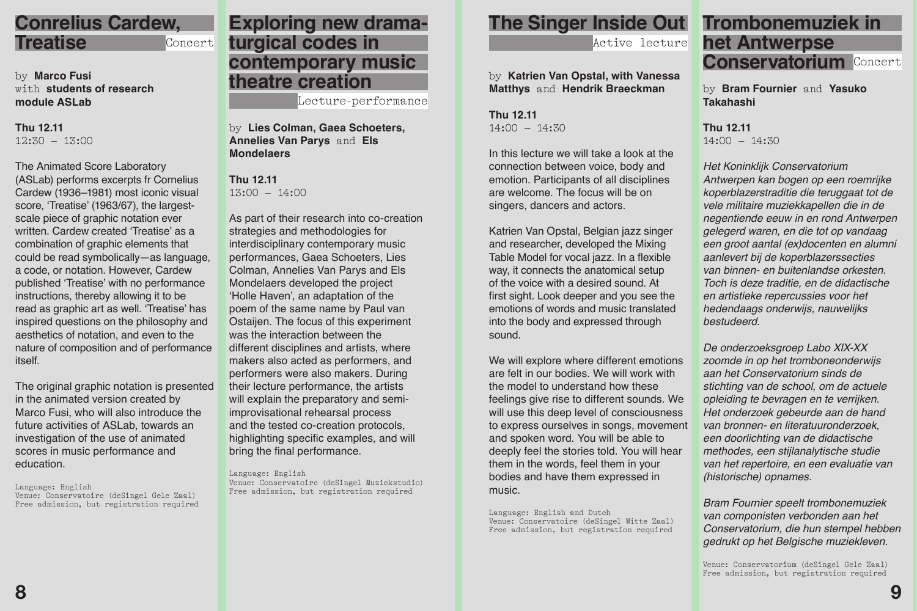## Conrelius Cardew, Treatise

Concert

by **Marco Fusi** with **students of research module ASLab**

**Thu 12.11**
12:30 – 13:00

The Animated Score Laboratory (ASLab) performs excerpts fr Cornelius Cardew (1936–1981) most iconic visual score, 'Treatise' (1963/67), the largest-scale piece of graphic notation ever written. Cardew created 'Treatise' as a combination of graphic elements that could be read symbolically—as language, a code, or notation. However, Cardew published 'Treatise' with no performance instructions, thereby allowing it to be read as graphic art as well. 'Treatise' has inspired questions on the philosophy and aesthetics of notation, and even to the nature of composition and of performance itself.

The original graphic notation is presented in the animated version created by Marco Fusi, who will also introduce the future activities of ASLab, towards an investigation of the use of animated scores in music performance and education.

Language: English
Venue: Conservatoire (deSingel Gele Zaal)
Free admission, but registration required

## Exploring new dramaturgical codes in contemporary music theatre creation

Lecture-performance

by **Lies Colman, Gaea Schoeters, Annelies Van Parys** and **Els Mondelaers**

**Thu 12.11**
13:00 – 14:00

As part of their research into co-creation strategies and methodologies for interdisciplinary contemporary music performances, Gaea Schoeters, Lies Colman, Annelies Van Parys and Els Mondelaers developed the project 'Holle Haven', an adaptation of the poem of the same name by Paul van Ostaijen. The focus of this experiment was the interaction between the different disciplines and artists, where makers also acted as performers, and performers were also makers. During their lecture performance, the artists will explain the preparatory and semi-improvisational rehearsal process and the tested co-creation protocols, highlighting specific examples, and will bring the final performance.

Language: English
Venue: Conservatoire (deSingel Muziekstudio)
Free admission, but registration required

## The Singer Inside Out

Active lecture

by **Katrien Van Opstal, with Vanessa Matthys** and **Hendrik Braeckman**

**Thu 12.11**
14:00 – 14:30

In this lecture we will take a look at the connection between voice, body and emotion. Participants of all disciplines are welcome. The focus will be on singers, dancers and actors.

Katrien Van Opstal, Belgian jazz singer and researcher, developed the Mixing Table Model for vocal jazz. In a flexible way, it connects the anatomical setup of the voice with a desired sound. At first sight. Look deeper and you see the emotions of words and music translated into the body and expressed through sound.

We will explore where different emotions are felt in our bodies. We will work with the model to understand how these feelings give rise to different sounds. We will use this deep level of consciousness to express ourselves in songs, movement and spoken word. You will be able to deeply feel the stories told. You will hear them in the words, feel them in your bodies and have them expressed in music.

Language: English and Dutch
Venue: Conservatoire (deSingel Witte Zaal)
Free admission, but registration required

## Trombonemuziek in het Antwerpse Conservatorium

Concert

by **Bram Fournier** and **Yasuko Takahashi**

**Thu 12.11**
14:00 – 14:30

*Het Koninklijk Conservatorium Antwerpen kan bogen op een roemrijke koperblazerstraditie die teruggaat tot de vele militaire muziekkapellen die in de negentiende eeuw in en rond Antwerpen gelegerd waren, en die tot op vandaag een groot aantal (ex)docenten en alumni aanlevert bij de koperblazerssecties van binnen- en buitenlandse orkesten. Toch is deze traditie, en de didactische en artistieke repercussies voor het hedendaags onderwijs, nauwelijks bestudeerd.*

*De onderzoeksgroep Labo XIX-XX zoomde in op het tromboneonderwijs aan het Conservatorium sinds de stichting van de school, om de actuele opleiding te bevragen en te verrijken. Het onderzoek gebeurde aan de hand van bronnen- en literatuuronderzoek, een doorlichting van de didactische methodes, een stijlanalytische studie van het repertoire, en een evaluatie van (historische) opnames.*

*Bram Fournier speelt trombonemuziek van componisten verbonden aan het Conservatorium, die hun stempel hebben gedrukt op het Belgische muziekleven.*

Venue: Conservatorium (deSingel Gele Zaal)
Free admission, but registration required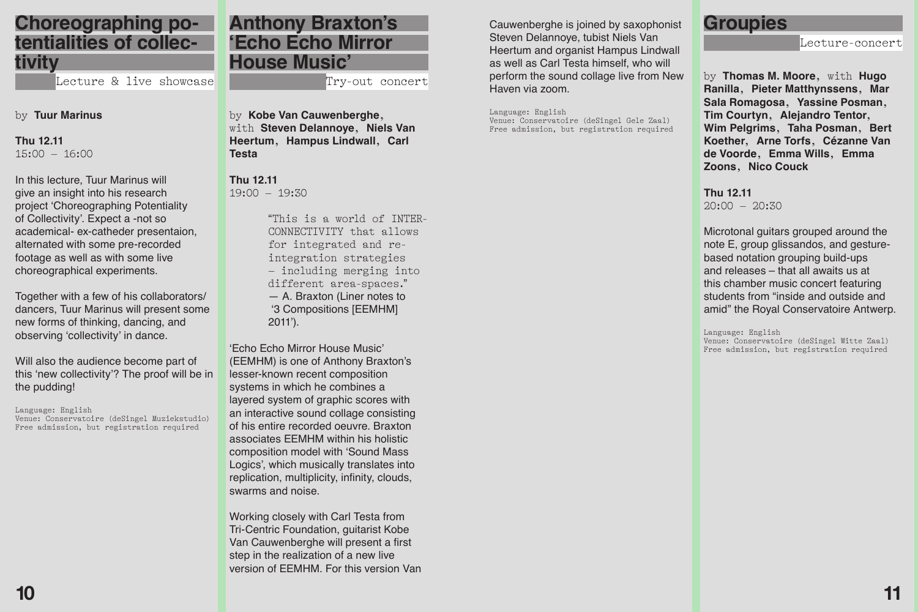# Choreographing potentialities of collectivity

Lecture & live showcase

by **Tuur Marinus**

**Thu 12.11**
15:00 – 16:00

In this lecture, Tuur Marinus will give an insight into his research project 'Choreographing Potentiality of Collectivity'. Expect a -not so academical- ex-catheder presentaion, alternated with some pre-recorded footage as well as with some live choreographical experiments.

Together with a few of his collaborators/dancers, Tuur Marinus will present some new forms of thinking, dancing, and observing 'collectivity' in dance.

Will also the audience become part of this 'new collectivity'? The proof will be in the pudding!

Language: English
Venue: Conservatoire (deSingel Muziekstudio)
Free admission, but registration required

# Anthony Braxton's 'Echo Echo Mirror House Music'

Try-out concert

by **Kobe Van Cauwenberghe**, with **Steven Delannoye**, **Niels Van Heertum**, **Hampus Lindwall**, **Carl Testa**

**Thu 12.11**
19:00 – 19:30

> "This is a world of INTER-CONNECTIVITY that allows for integrated and re-integration strategies – including merging into different area-spaces."
> — A. Braxton (Liner notes to '3 Compositions [EEMHM] 2011').

'Echo Echo Mirror House Music' (EEMHM) is one of Anthony Braxton's lesser-known recent composition systems in which he combines a layered system of graphic scores with an interactive sound collage consisting of his entire recorded oeuvre. Braxton associates EEMHM within his holistic composition model with 'Sound Mass Logics', which musically translates into replication, multiplicity, infinity, clouds, swarms and noise.

Working closely with Carl Testa from Tri-Centric Foundation, guitarist Kobe Van Cauwenberghe will present a first step in the realization of a new live version of EEMHM. For this version Van Cauwenberghe is joined by saxophonist Steven Delannoye, tubist Niels Van Heertum and organist Hampus Lindwall as well as Carl Testa himself, who will perform the sound collage live from New Haven via zoom.

Language: English
Venue: Conservatoire (deSingel Gele Zaal)
Free admission, but registration required

# Groupies

Lecture-concert

by **Thomas M. Moore**, with **Hugo Ranilla**, **Pieter Matthynssens**, **Mar Sala Romagosa**, **Yassine Posman**, **Tim Courtyn**, **Alejandro Tentor**, **Wim Pelgrims**, **Taha Posman**, **Bert Koether**, **Arne Torfs**, **Cézanne Van de Voorde**, **Emma Wills**, **Emma Zoons**, **Nico Couck**

**Thu 12.11**
20:00 – 20:30

Microtonal guitars grouped around the note E, group glissandos, and gesture-based notation grouping build-ups and releases – that all awaits us at this chamber music concert featuring students from "inside and outside and amid" the Royal Conservatoire Antwerp.

Language: English
Venue: Conservatoire (deSingel Witte Zaal)
Free admission, but registration required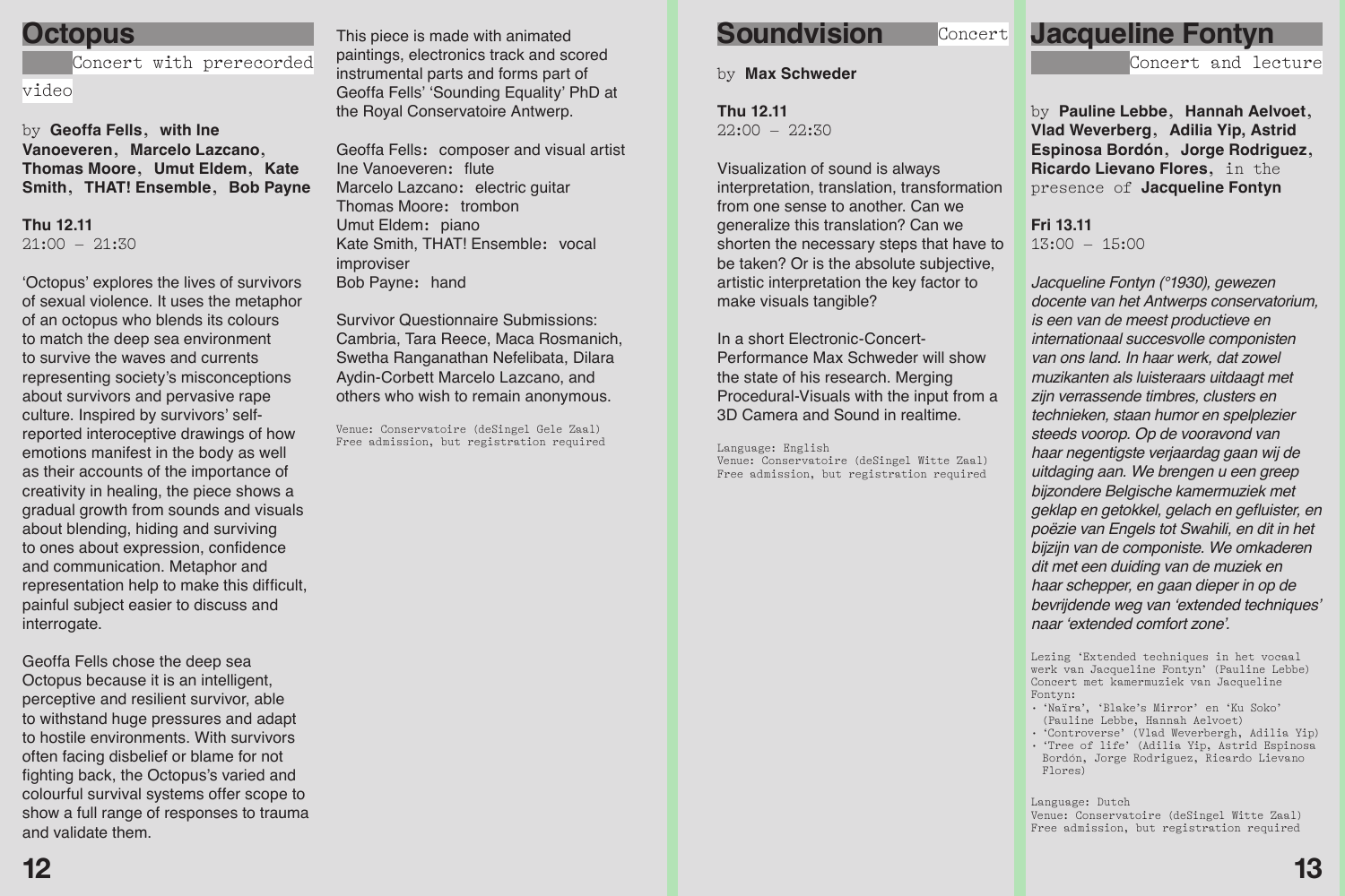# Octopus

Concert with prerecorded video

by **Geoffa Fells**, **with Ine Vanoeveren**, **Marcelo Lazcano**, **Thomas Moore**, **Umut Eldem**, **Kate Smith**, **THAT! Ensemble**, **Bob Payne**

**Thu 12.11**
21:00 – 21:30

'Octopus' explores the lives of survivors of sexual violence. It uses the metaphor of an octopus who blends its colours to match the deep sea environment to survive the waves and currents representing society's misconceptions about survivors and pervasive rape culture. Inspired by survivors' self-reported interoceptive drawings of how emotions manifest in the body as well as their accounts of the importance of creativity in healing, the piece shows a gradual growth from sounds and visuals about blending, hiding and surviving to ones about expression, confidence and communication. Metaphor and representation help to make this difficult, painful subject easier to discuss and interrogate.

Geoffa Fells chose the deep sea Octopus because it is an intelligent, perceptive and resilient survivor, able to withstand huge pressures and adapt to hostile environments. With survivors often facing disbelief or blame for not fighting back, the Octopus's varied and colourful survival systems offer scope to show a full range of responses to trauma and validate them.

This piece is made with animated paintings, electronics track and scored instrumental parts and forms part of Geoffa Fells' 'Sounding Equality' PhD at the Royal Conservatoire Antwerp.

Geoffa Fells: composer and visual artist
Ine Vanoeveren: flute
Marcelo Lazcano: electric guitar
Thomas Moore: trombon
Umut Eldem: piano
Kate Smith, THAT! Ensemble: vocal improviser
Bob Payne: hand

Survivor Questionnaire Submissions: Cambria, Tara Reece, Maca Rosmanich, Swetha Ranganathan Nefelibata, Dilara Aydin-Corbett Marcelo Lazcano, and others who wish to remain anonymous.

Venue: Conservatoire (deSingel Gele Zaal)
Free admission, but registration required

# Soundvision

Concert

by **Max Schweder**

**Thu 12.11**
22:00 – 22:30

Visualization of sound is always interpretation, translation, transformation from one sense to another. Can we generalize this translation? Can we shorten the necessary steps that have to be taken? Or is the absolute subjective, artistic interpretation the key factor to make visuals tangible?

In a short Electronic-Concert-Performance Max Schweder will show the state of his research. Merging Procedural-Visuals with the input from a 3D Camera and Sound in realtime.

Language: English
Venue: Conservatoire (deSingel Witte Zaal)
Free admission, but registration required

# Jacqueline Fontyn

Concert and lecture

by **Pauline Lebbe**, **Hannah Aelvoet**, **Vlad Weverberg**, **Adilia Yip**, **Astrid Espinosa Bordón**, **Jorge Rodriguez**, **Ricardo Lievano Flores**, in the presence of **Jacqueline Fontyn**

**Fri 13.11**
13:00 – 15:00

*Jacqueline Fontyn (°1930), gewezen docente van het Antwerps conservatorium, is een van de meest productieve en internationaal succesvolle componisten van ons land. In haar werk, dat zowel muzikanten als luisteraars uitdaagt met zijn verrassende timbres, clusters en technieken, staan humor en spelplezier steeds voorop. Op de vooravond van haar negentigste verjaardag gaan wij de uitdaging aan. We brengen u een greep bijzondere Belgische kamermuziek met geklap en getokkel, gelach en gefluister, en poëzie van Engels tot Swahili, en dit in het bijzijn van de componiste. We omkaderen dit met een duiding van de muziek en haar schepper, en gaan dieper in op de bevrijdende weg van 'extended techniques' naar 'extended comfort zone'.*

Lezing 'Extended techniques in het vocaal werk van Jacqueline Fontyn' (Pauline Lebbe)
Concert met kamermuziek van Jacqueline Fontyn:

- 'Naïra', 'Blake's Mirror' en 'Ku Soko' (Pauline Lebbe, Hannah Aelvoet)
- 'Controverse' (Vlad Weverbergh, Adilia Yip)
- 'Tree of life' (Adilia Yip, Astrid Espinosa Bordón, Jorge Rodriguez, Ricardo Lievano Flores)

Language: Dutch
Venue: Conservatoire (deSingel Witte Zaal)
Free admission, but registration required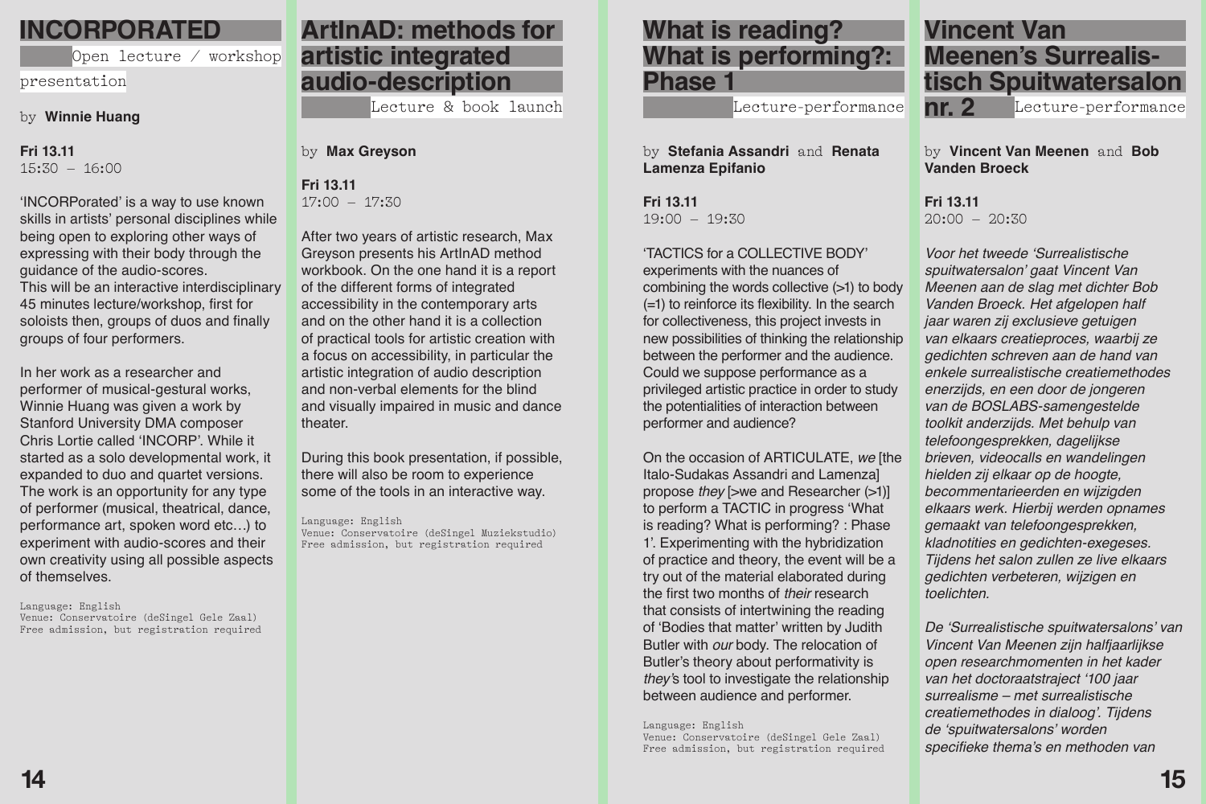## INCORPORATED

Open lecture / workshop presentation

by **Winnie Huang**

**Fri 13.11**
15:30 – 16:00

'INCORPorated' is a way to use known skills in artists' personal disciplines while being open to exploring other ways of expressing with their body through the guidance of the audio-scores.
This will be an interactive interdisciplinary 45 minutes lecture/workshop, first for soloists then, groups of duos and finally groups of four performers.

In her work as a researcher and performer of musical-gestural works, Winnie Huang was given a work by Stanford University DMA composer Chris Lortie called 'INCORP'. While it started as a solo developmental work, it expanded to duo and quartet versions. The work is an opportunity for any type of performer (musical, theatrical, dance, performance art, spoken word etc…) to experiment with audio-scores and their own creativity using all possible aspects of themselves.

Language: English
Venue: Conservatoire (deSingel Gele Zaal)
Free admission, but registration required

## ArtInAD: methods for artistic integrated audio-description

Lecture & book launch

by **Max Greyson**

**Fri 13.11**
17:00 – 17:30

After two years of artistic research, Max Greyson presents his ArtInAD method workbook. On the one hand it is a report of the different forms of integrated accessibility in the contemporary arts and on the other hand it is a collection of practical tools for artistic creation with a focus on accessibility, in particular the artistic integration of audio description and non-verbal elements for the blind and visually impaired in music and dance theater.

During this book presentation, if possible, there will also be room to experience some of the tools in an interactive way.

Language: English
Venue: Conservatoire (deSingel Muziekstudio)
Free admission, but registration required

## What is reading? What is performing?: Phase 1

Lecture-performance

by **Stefania Assandri** and **Renata Lamenza Epifanio**

**Fri 13.11**
19:00 – 19:30

'TACTICS for a COLLECTIVE BODY' experiments with the nuances of combining the words collective (>1) to body (=1) to reinforce its flexibility. In the search for collectiveness, this project invests in new possibilities of thinking the relationship between the performer and the audience. Could we suppose performance as a privileged artistic practice in order to study the potentialities of interaction between performer and audience?

On the occasion of ARTICULATE, *we* [the Italo-Sudakas Assandri and Lamenza] propose *they* [>we and Researcher (>1)] to perform a TACTIC in progress 'What is reading? What is performing? : Phase 1'. Experimenting with the hybridization of practice and theory, the event will be a try out of the material elaborated during the first two months of *their* research that consists of intertwining the reading of 'Bodies that matter' written by Judith Butler with *our* body. The relocation of Butler's theory about performativity is *they*'s tool to investigate the relationship between audience and performer.

Language: English
Venue: Conservatoire (deSingel Gele Zaal)
Free admission, but registration required

## Vincent Van Meenen's Surrealistisch Spuitwatersalon nr. 2

Lecture-performance

by **Vincent Van Meenen** and **Bob Vanden Broeck**

**Fri 13.11**
20:00 – 20:30

*Voor het tweede 'Surrealistische spuitwatersalon' gaat Vincent Van Meenen aan de slag met dichter Bob Vanden Broeck. Het afgelopen half jaar waren zij exclusieve getuigen van elkaars creatieproces, waarbij ze gedichten schreven aan de hand van enkele surrealistische creatiemethodes enerzijds, en een door de jongeren van de BOSLABS-samengestelde toolkit anderzijds. Met behulp van telefoongesprekken, dagelijkse brieven, videocalls en wandelingen hielden zij elkaar op de hoogte, becommentarieerden en wijzigden elkaars werk. Hierbij werden opnames gemaakt van telefoongesprekken, kladnotities en gedichten-exegeses. Tijdens het salon zullen ze live elkaars gedichten verbeteren, wijzigen en toelichten.*

*De 'Surrealistische spuitwatersalons' van Vincent Van Meenen zijn halfjaarlijkse open researchmomenten in het kader van het doctoraatstraject '100 jaar surrealisme – met surrealistische creatiemethodes in dialoog'. Tijdens de 'spuitwatersalons' worden specifieke thema's en methoden van*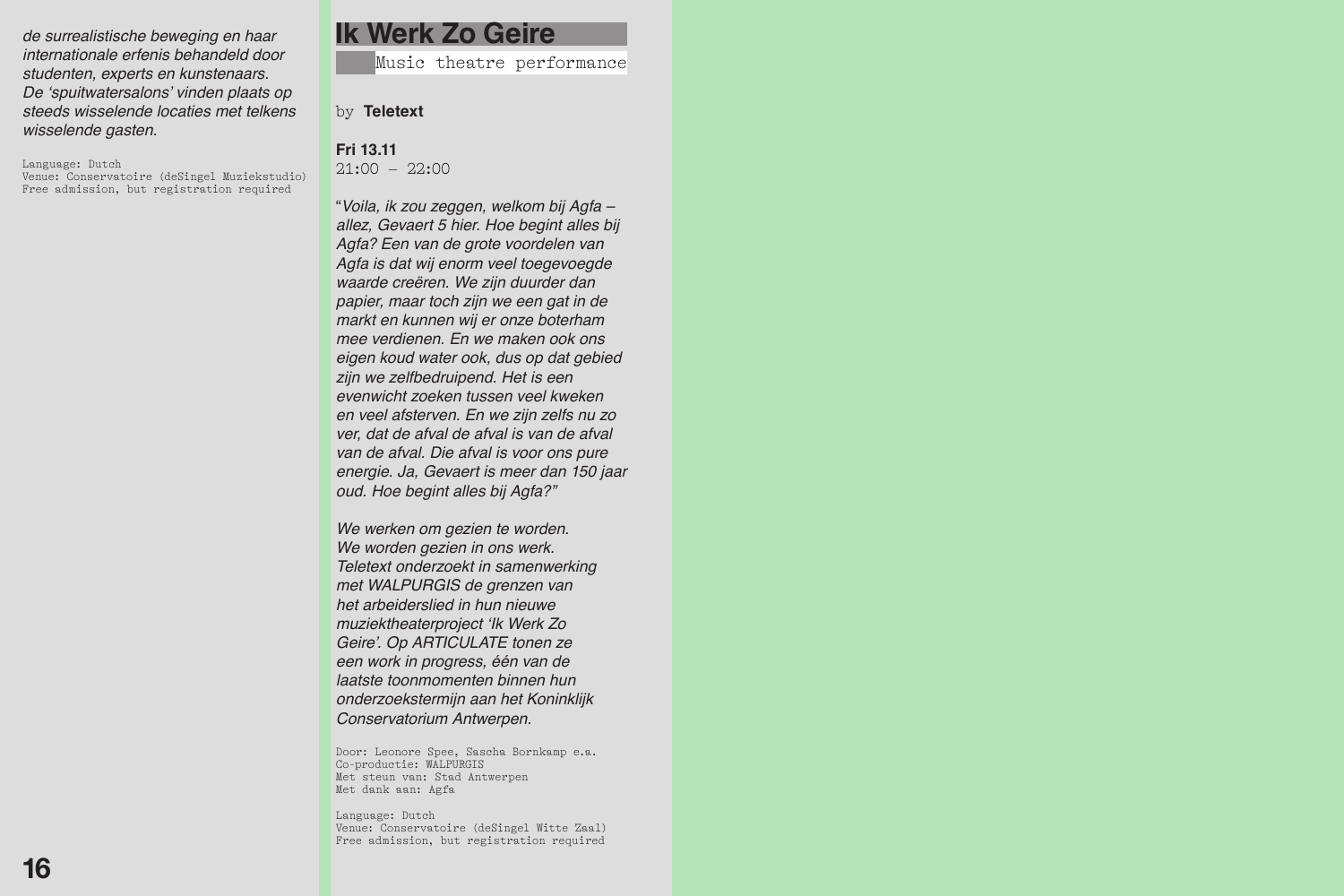*de surrealistische beweging en haar internationale erfenis behandeld door studenten, experts en kunstenaars. De 'spuitwatersalons' vinden plaats op steeds wisselende locaties met telkens wisselende gasten.*

Language: Dutch
Venue: Conservatoire (deSingel Muziekstudio)
Free admission, but registration required

# Ik Werk Zo Geire

Music theatre performance

by **Teletext**

**Fri 13.11**
21:00 – 22:00

"*Voila, ik zou zeggen, welkom bij Agfa – allez, Gevaert 5 hier. Hoe begint alles bij Agfa? Een van de grote voordelen van Agfa is dat wij enorm veel toegevoegde waarde creëren. We zijn duurder dan papier, maar toch zijn we een gat in de markt en kunnen wij er onze boterham mee verdienen. En we maken ook ons eigen koud water ook, dus op dat gebied zijn we zelfbedruipend. Het is een evenwicht zoeken tussen veel kweken en veel afsterven. En we zijn zelfs nu zo ver, dat de afval de afval is van de afval van de afval. Die afval is voor ons pure energie. Ja, Gevaert is meer dan 150 jaar oud. Hoe begint alles bij Agfa?*"

*We werken om gezien te worden. We worden gezien in ons werk. Teletext onderzoekt in samenwerking met WALPURGIS de grenzen van het arbeiderslied in hun nieuwe muziektheaterproject 'Ik Werk Zo Geire'. Op ARTICULATE tonen ze een work in progress, één van de laatste toonmomenten binnen hun onderzoekstermijn aan het Koninklijk Conservatorium Antwerpen.*

Door: Leonore Spee, Sascha Bornkamp e.a.
Co-productie: WALPURGIS
Met steun van: Stad Antwerpen
Met dank aan: Agfa

Language: Dutch
Venue: Conservatoire (deSingel Witte Zaal)
Free admission, but registration required